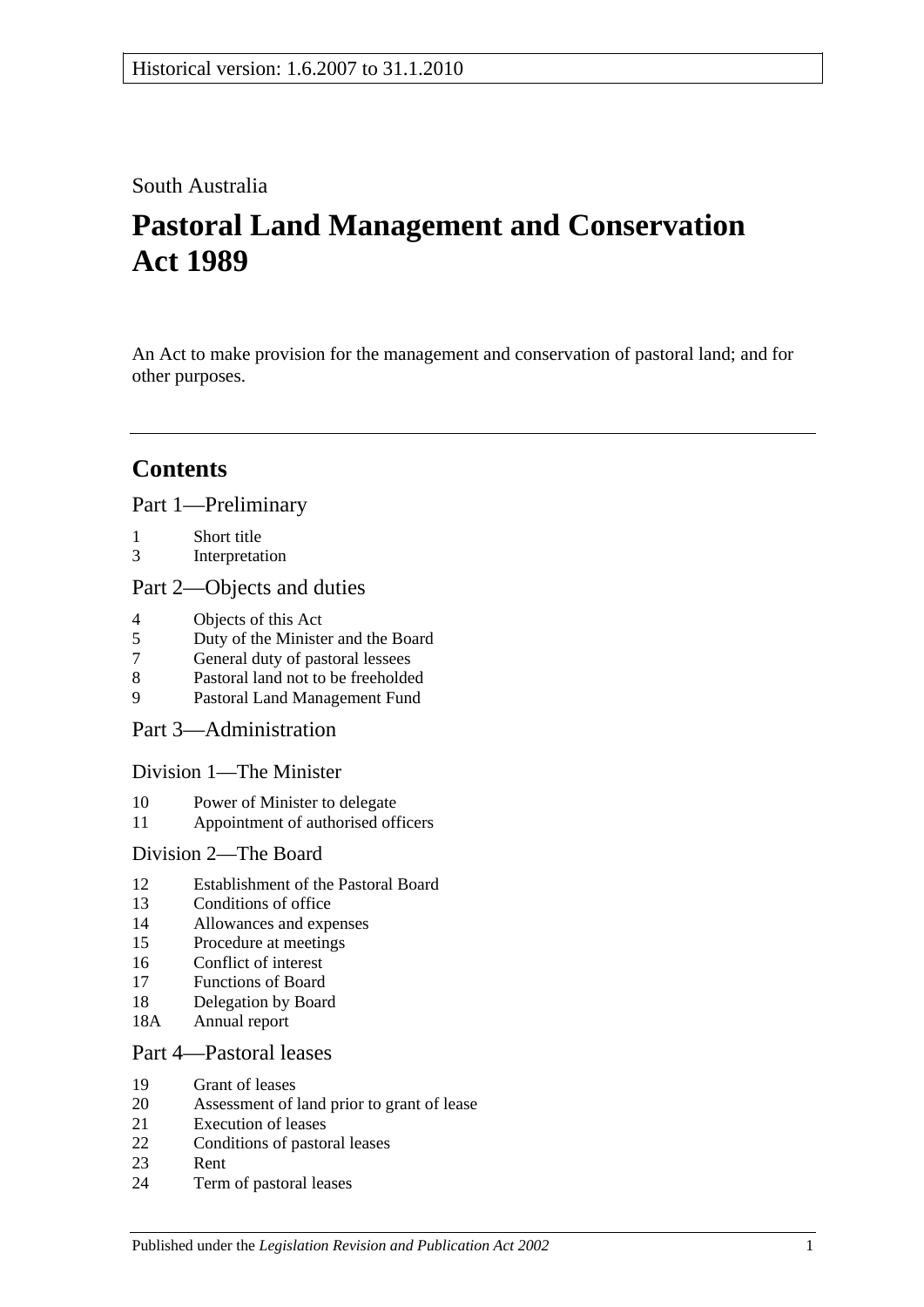Historical version: 1.6.2007 to 31.1.2010

South Australia

# Pastoral Land Management and Conservation Act 1989

An Act to make provision for the management and conservation of pastoral land; and for other purposes.

---

## Contents

### Part 1—Preliminary

1 Short title
3 Interpretation

### Part 2—Objects and duties

4 Objects of this Act
5 Duty of the Minister and the Board
7 General duty of pastoral lessees
8 Pastoral land not to be freeholded
9 Pastoral Land Management Fund

### Part 3—Administration

#### Division 1—The Minister

10 Power of Minister to delegate
11 Appointment of authorised officers

#### Division 2—The Board

12 Establishment of the Pastoral Board
13 Conditions of office
14 Allowances and expenses
15 Procedure at meetings
16 Conflict of interest
17 Functions of Board
18 Delegation by Board
18A Annual report

### Part 4—Pastoral leases

19 Grant of leases
20 Assessment of land prior to grant of lease
21 Execution of leases
22 Conditions of pastoral leases
23 Rent
24 Term of pastoral leases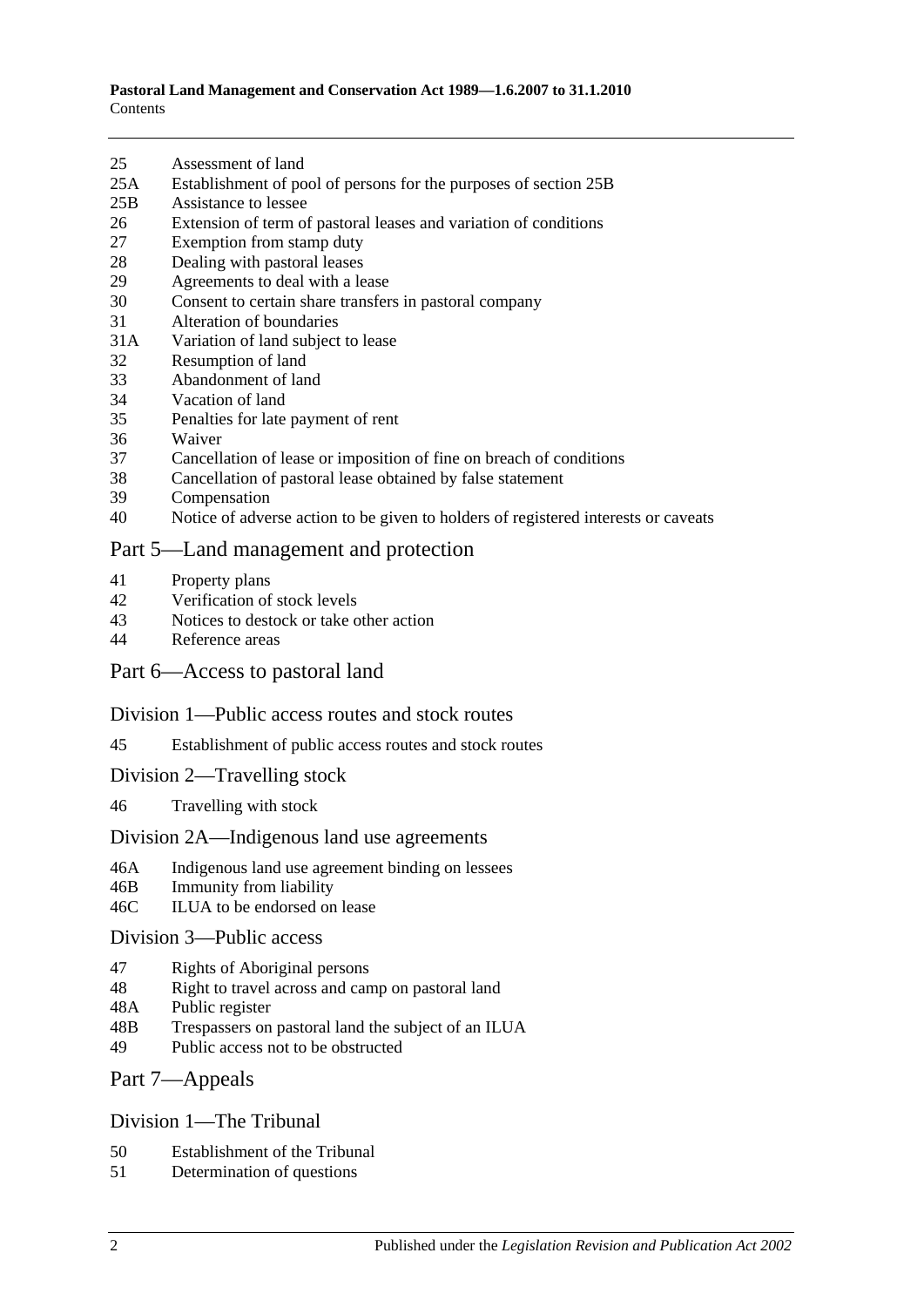25 Assessment of land
25A Establishment of pool of persons for the purposes of section 25B
25B Assistance to lessee
26 Extension of term of pastoral leases and variation of conditions
27 Exemption from stamp duty
28 Dealing with pastoral leases
29 Agreements to deal with a lease
30 Consent to certain share transfers in pastoral company
31 Alteration of boundaries
31A Variation of land subject to lease
32 Resumption of land
33 Abandonment of land
34 Vacation of land
35 Penalties for late payment of rent
36 Waiver
37 Cancellation of lease or imposition of fine on breach of conditions
38 Cancellation of pastoral lease obtained by false statement
39 Compensation
40 Notice of adverse action to be given to holders of registered interests or caveats

## Part 5—Land management and protection

41 Property plans
42 Verification of stock levels
43 Notices to destock or take other action
44 Reference areas

## Part 6—Access to pastoral land

### Division 1—Public access routes and stock routes

45 Establishment of public access routes and stock routes

### Division 2—Travelling stock

46 Travelling with stock

### Division 2A—Indigenous land use agreements

46A Indigenous land use agreement binding on lessees
46B Immunity from liability
46C ILUA to be endorsed on lease

### Division 3—Public access

47 Rights of Aboriginal persons
48 Right to travel across and camp on pastoral land
48A Public register
48B Trespassers on pastoral land the subject of an ILUA
49 Public access not to be obstructed

## Part 7—Appeals

### Division 1—The Tribunal

50 Establishment of the Tribunal
51 Determination of questions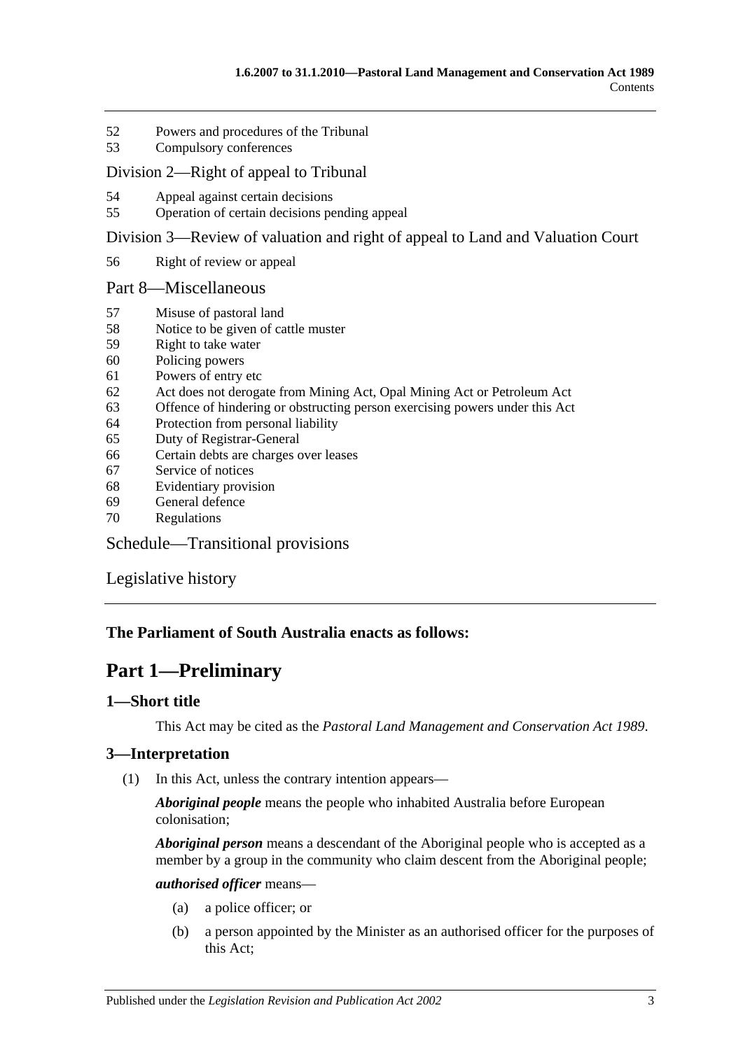52 Powers and procedures of the Tribunal
53 Compulsory conferences

Division 2—Right of appeal to Tribunal

54 Appeal against certain decisions
55 Operation of certain decisions pending appeal

Division 3—Review of valuation and right of appeal to Land and Valuation Court

56 Right of review or appeal

Part 8—Miscellaneous

57 Misuse of pastoral land
58 Notice to be given of cattle muster
59 Right to take water
60 Policing powers
61 Powers of entry etc
62 Act does not derogate from Mining Act, Opal Mining Act or Petroleum Act
63 Offence of hindering or obstructing person exercising powers under this Act
64 Protection from personal liability
65 Duty of Registrar-General
66 Certain debts are charges over leases
67 Service of notices
68 Evidentiary provision
69 General defence
70 Regulations

Schedule—Transitional provisions

Legislative history

**The Parliament of South Australia enacts as follows:**

# Part 1—Preliminary

## 1—Short title

This Act may be cited as the *Pastoral Land Management and Conservation Act 1989*.

## 3—Interpretation

(1) In this Act, unless the contrary intention appears—

***Aboriginal people*** means the people who inhabited Australia before European colonisation;

***Aboriginal person*** means a descendant of the Aboriginal people who is accepted as a member by a group in the community who claim descent from the Aboriginal people;

***authorised officer*** means—

(a) a police officer; or

(b) a person appointed by the Minister as an authorised officer for the purposes of this Act;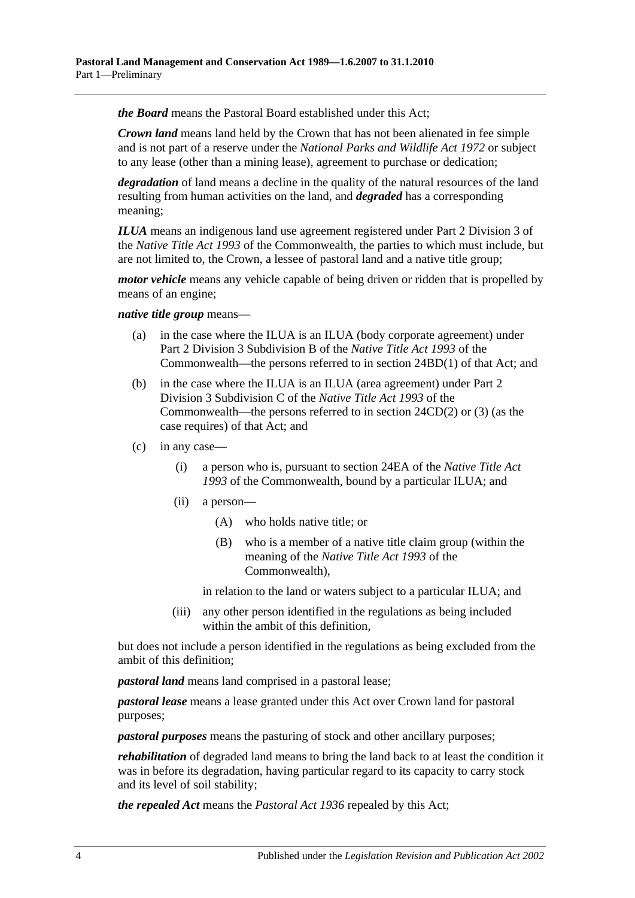***the Board*** means the Pastoral Board established under this Act;

***Crown land*** means land held by the Crown that has not been alienated in fee simple and is not part of a reserve under the *National Parks and Wildlife Act 1972* or subject to any lease (other than a mining lease), agreement to purchase or dedication;

***degradation*** of land means a decline in the quality of the natural resources of the land resulting from human activities on the land, and ***degraded*** has a corresponding meaning;

***ILUA*** means an indigenous land use agreement registered under Part 2 Division 3 of the *Native Title Act 1993* of the Commonwealth, the parties to which must include, but are not limited to, the Crown, a lessee of pastoral land and a native title group;

***motor vehicle*** means any vehicle capable of being driven or ridden that is propelled by means of an engine;

***native title group*** means—

(a) in the case where the ILUA is an ILUA (body corporate agreement) under Part 2 Division 3 Subdivision B of the *Native Title Act 1993* of the Commonwealth—the persons referred to in section 24BD(1) of that Act; and

(b) in the case where the ILUA is an ILUA (area agreement) under Part 2 Division 3 Subdivision C of the *Native Title Act 1993* of the Commonwealth—the persons referred to in section 24CD(2) or (3) (as the case requires) of that Act; and

(c) in any case—

(i) a person who is, pursuant to section 24EA of the *Native Title Act 1993* of the Commonwealth, bound by a particular ILUA; and

(ii) a person—

(A) who holds native title; or

(B) who is a member of a native title claim group (within the meaning of the *Native Title Act 1993* of the Commonwealth),

in relation to the land or waters subject to a particular ILUA; and

(iii) any other person identified in the regulations as being included within the ambit of this definition,

but does not include a person identified in the regulations as being excluded from the ambit of this definition;

***pastoral land*** means land comprised in a pastoral lease;

***pastoral lease*** means a lease granted under this Act over Crown land for pastoral purposes;

***pastoral purposes*** means the pasturing of stock and other ancillary purposes;

***rehabilitation*** of degraded land means to bring the land back to at least the condition it was in before its degradation, having particular regard to its capacity to carry stock and its level of soil stability;

***the repealed Act*** means the *Pastoral Act 1936* repealed by this Act;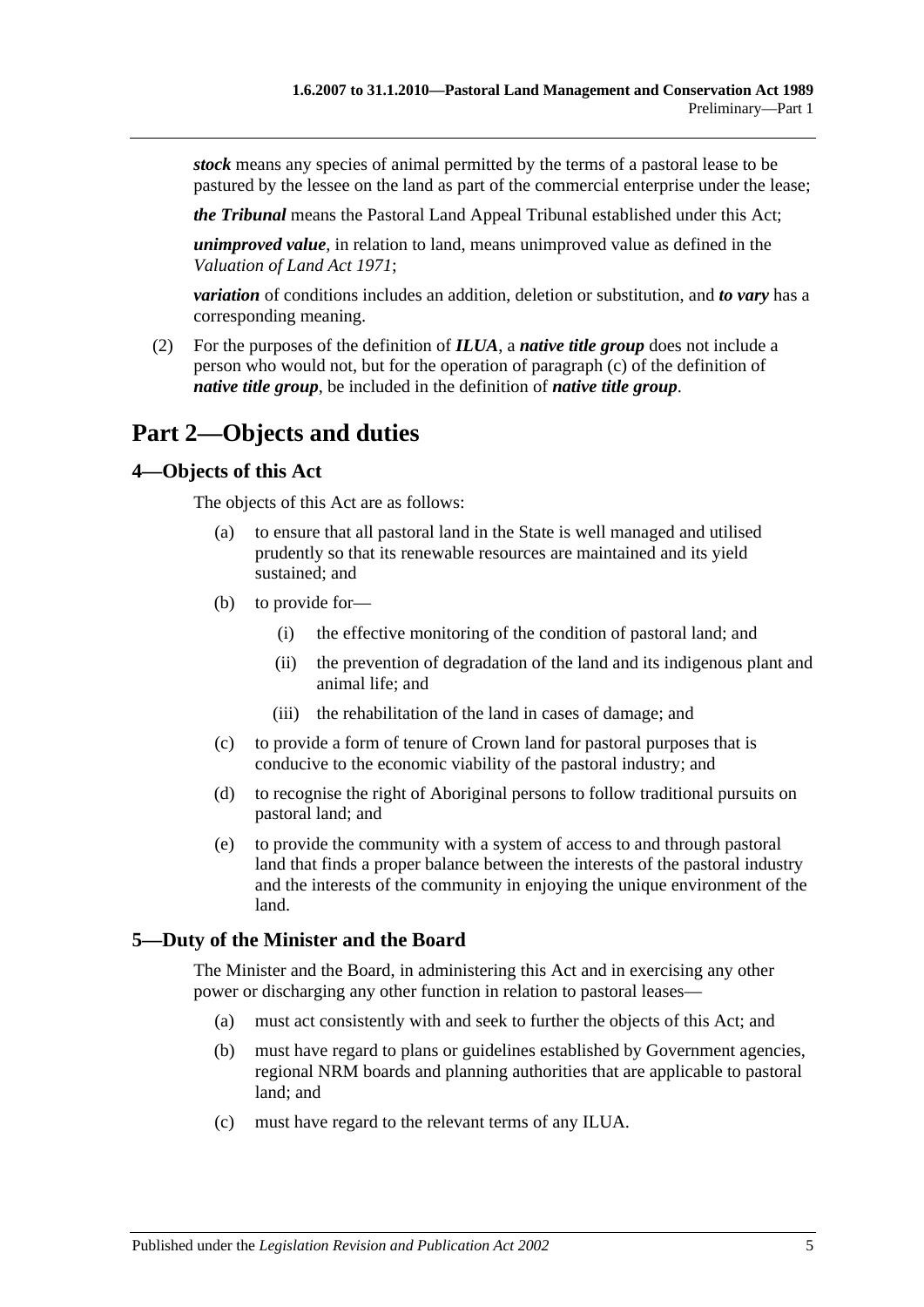***stock*** means any species of animal permitted by the terms of a pastoral lease to be pastured by the lessee on the land as part of the commercial enterprise under the lease;

***the Tribunal*** means the Pastoral Land Appeal Tribunal established under this Act;

***unimproved value***, in relation to land, means unimproved value as defined in the *Valuation of Land Act 1971*;

***variation*** of conditions includes an addition, deletion or substitution, and ***to vary*** has a corresponding meaning.

(2) For the purposes of the definition of ***ILUA***, a ***native title group*** does not include a person who would not, but for the operation of paragraph (c) of the definition of ***native title group***, be included in the definition of ***native title group***.

# Part 2—Objects and duties

## 4—Objects of this Act

The objects of this Act are as follows:

(a) to ensure that all pastoral land in the State is well managed and utilised prudently so that its renewable resources are maintained and its yield sustained; and

(b) to provide for—

(i) the effective monitoring of the condition of pastoral land; and

(ii) the prevention of degradation of the land and its indigenous plant and animal life; and

(iii) the rehabilitation of the land in cases of damage; and

(c) to provide a form of tenure of Crown land for pastoral purposes that is conducive to the economic viability of the pastoral industry; and

(d) to recognise the right of Aboriginal persons to follow traditional pursuits on pastoral land; and

(e) to provide the community with a system of access to and through pastoral land that finds a proper balance between the interests of the pastoral industry and the interests of the community in enjoying the unique environment of the land.

## 5—Duty of the Minister and the Board

The Minister and the Board, in administering this Act and in exercising any other power or discharging any other function in relation to pastoral leases—

(a) must act consistently with and seek to further the objects of this Act; and

(b) must have regard to plans or guidelines established by Government agencies, regional NRM boards and planning authorities that are applicable to pastoral land; and

(c) must have regard to the relevant terms of any ILUA.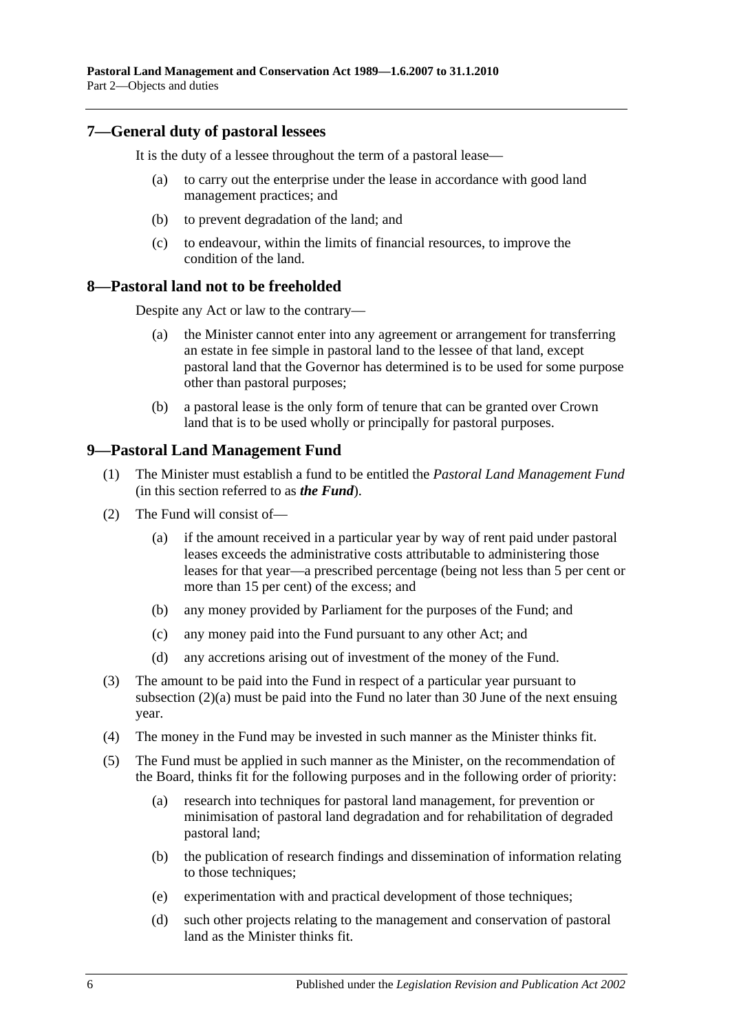## 7—General duty of pastoral lessees

It is the duty of a lessee throughout the term of a pastoral lease—

(a) to carry out the enterprise under the lease in accordance with good land management practices; and

(b) to prevent degradation of the land; and

(c) to endeavour, within the limits of financial resources, to improve the condition of the land.

## 8—Pastoral land not to be freeholded

Despite any Act or law to the contrary—

(a) the Minister cannot enter into any agreement or arrangement for transferring an estate in fee simple in pastoral land to the lessee of that land, except pastoral land that the Governor has determined is to be used for some purpose other than pastoral purposes;

(b) a pastoral lease is the only form of tenure that can be granted over Crown land that is to be used wholly or principally for pastoral purposes.

## 9—Pastoral Land Management Fund

(1) The Minister must establish a fund to be entitled the *Pastoral Land Management Fund* (in this section referred to as ***the Fund***).

(2) The Fund will consist of—

(a) if the amount received in a particular year by way of rent paid under pastoral leases exceeds the administrative costs attributable to administering those leases for that year—a prescribed percentage (being not less than 5 per cent or more than 15 per cent) of the excess; and

(b) any money provided by Parliament for the purposes of the Fund; and

(c) any money paid into the Fund pursuant to any other Act; and

(d) any accretions arising out of investment of the money of the Fund.

(3) The amount to be paid into the Fund in respect of a particular year pursuant to subsection (2)(a) must be paid into the Fund no later than 30 June of the next ensuing year.

(4) The money in the Fund may be invested in such manner as the Minister thinks fit.

(5) The Fund must be applied in such manner as the Minister, on the recommendation of the Board, thinks fit for the following purposes and in the following order of priority:

(a) research into techniques for pastoral land management, for prevention or minimisation of pastoral land degradation and for rehabilitation of degraded pastoral land;

(b) the publication of research findings and dissemination of information relating to those techniques;

(c) experimentation with and practical development of those techniques;

(d) such other projects relating to the management and conservation of pastoral land as the Minister thinks fit.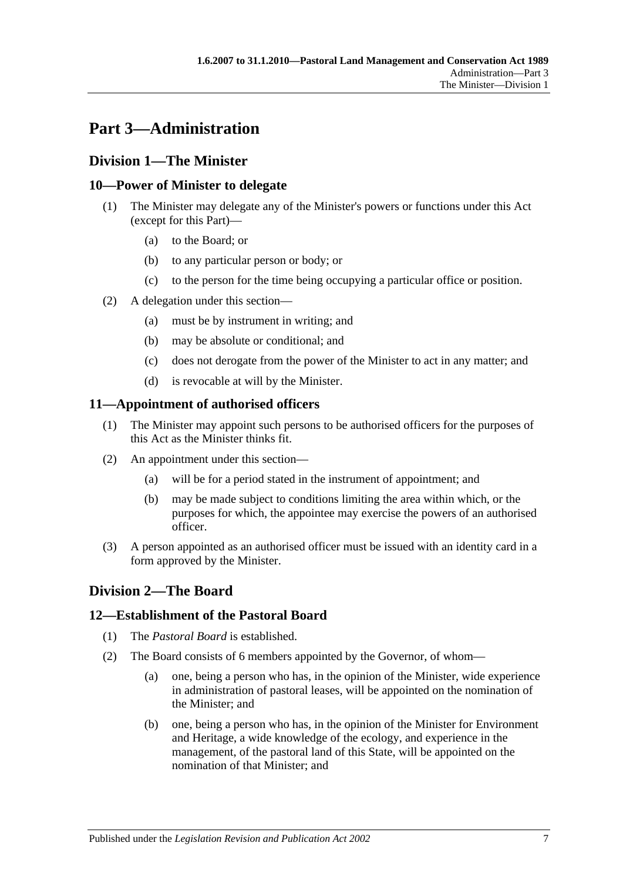# Part 3—Administration

## Division 1—The Minister

### 10—Power of Minister to delegate

(1) The Minister may delegate any of the Minister's powers or functions under this Act (except for this Part)—

   (a) to the Board; or

   (b) to any particular person or body; or

   (c) to the person for the time being occupying a particular office or position.

(2) A delegation under this section—

   (a) must be by instrument in writing; and

   (b) may be absolute or conditional; and

   (c) does not derogate from the power of the Minister to act in any matter; and

   (d) is revocable at will by the Minister.

### 11—Appointment of authorised officers

(1) The Minister may appoint such persons to be authorised officers for the purposes of this Act as the Minister thinks fit.

(2) An appointment under this section—

   (a) will be for a period stated in the instrument of appointment; and

   (b) may be made subject to conditions limiting the area within which, or the purposes for which, the appointee may exercise the powers of an authorised officer.

(3) A person appointed as an authorised officer must be issued with an identity card in a form approved by the Minister.

## Division 2—The Board

### 12—Establishment of the Pastoral Board

(1) The *Pastoral Board* is established.

(2) The Board consists of 6 members appointed by the Governor, of whom—

   (a) one, being a person who has, in the opinion of the Minister, wide experience in administration of pastoral leases, will be appointed on the nomination of the Minister; and

   (b) one, being a person who has, in the opinion of the Minister for Environment and Heritage, a wide knowledge of the ecology, and experience in the management, of the pastoral land of this State, will be appointed on the nomination of that Minister; and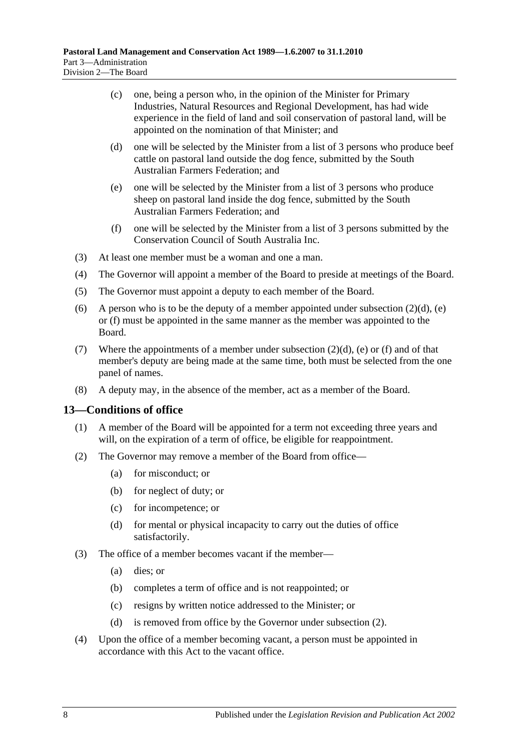(c) one, being a person who, in the opinion of the Minister for Primary Industries, Natural Resources and Regional Development, has had wide experience in the field of land and soil conservation of pastoral land, will be appointed on the nomination of that Minister; and

(d) one will be selected by the Minister from a list of 3 persons who produce beef cattle on pastoral land outside the dog fence, submitted by the South Australian Farmers Federation; and

(e) one will be selected by the Minister from a list of 3 persons who produce sheep on pastoral land inside the dog fence, submitted by the South Australian Farmers Federation; and

(f) one will be selected by the Minister from a list of 3 persons submitted by the Conservation Council of South Australia Inc.

(3) At least one member must be a woman and one a man.

(4) The Governor will appoint a member of the Board to preside at meetings of the Board.

(5) The Governor must appoint a deputy to each member of the Board.

(6) A person who is to be the deputy of a member appointed under subsection (2)(d), (e) or (f) must be appointed in the same manner as the member was appointed to the Board.

(7) Where the appointments of a member under subsection (2)(d), (e) or (f) and of that member's deputy are being made at the same time, both must be selected from the one panel of names.

(8) A deputy may, in the absence of the member, act as a member of the Board.

## 13—Conditions of office

(1) A member of the Board will be appointed for a term not exceeding three years and will, on the expiration of a term of office, be eligible for reappointment.

(2) The Governor may remove a member of the Board from office—

(a) for misconduct; or

(b) for neglect of duty; or

(c) for incompetence; or

(d) for mental or physical incapacity to carry out the duties of office satisfactorily.

(3) The office of a member becomes vacant if the member—

(a) dies; or

(b) completes a term of office and is not reappointed; or

(c) resigns by written notice addressed to the Minister; or

(d) is removed from office by the Governor under subsection (2).

(4) Upon the office of a member becoming vacant, a person must be appointed in accordance with this Act to the vacant office.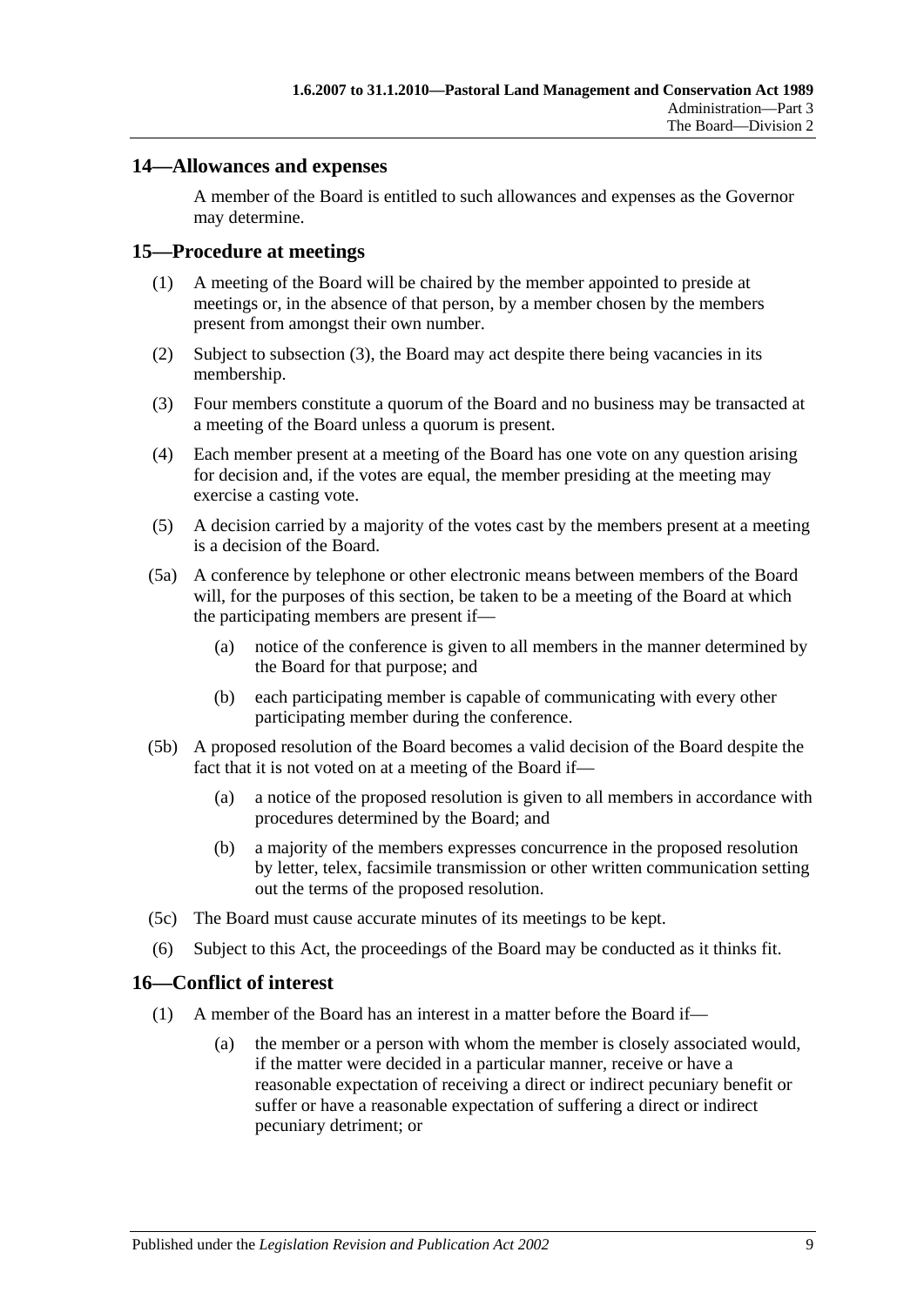## 14—Allowances and expenses

A member of the Board is entitled to such allowances and expenses as the Governor may determine.

## 15—Procedure at meetings

(1) A meeting of the Board will be chaired by the member appointed to preside at meetings or, in the absence of that person, by a member chosen by the members present from amongst their own number.

(2) Subject to subsection (3), the Board may act despite there being vacancies in its membership.

(3) Four members constitute a quorum of the Board and no business may be transacted at a meeting of the Board unless a quorum is present.

(4) Each member present at a meeting of the Board has one vote on any question arising for decision and, if the votes are equal, the member presiding at the meeting may exercise a casting vote.

(5) A decision carried by a majority of the votes cast by the members present at a meeting is a decision of the Board.

(5a) A conference by telephone or other electronic means between members of the Board will, for the purposes of this section, be taken to be a meeting of the Board at which the participating members are present if—

(a) notice of the conference is given to all members in the manner determined by the Board for that purpose; and

(b) each participating member is capable of communicating with every other participating member during the conference.

(5b) A proposed resolution of the Board becomes a valid decision of the Board despite the fact that it is not voted on at a meeting of the Board if—

(a) a notice of the proposed resolution is given to all members in accordance with procedures determined by the Board; and

(b) a majority of the members expresses concurrence in the proposed resolution by letter, telex, facsimile transmission or other written communication setting out the terms of the proposed resolution.

(5c) The Board must cause accurate minutes of its meetings to be kept.

(6) Subject to this Act, the proceedings of the Board may be conducted as it thinks fit.

## 16—Conflict of interest

(1) A member of the Board has an interest in a matter before the Board if—

(a) the member or a person with whom the member is closely associated would, if the matter were decided in a particular manner, receive or have a reasonable expectation of receiving a direct or indirect pecuniary benefit or suffer or have a reasonable expectation of suffering a direct or indirect pecuniary detriment; or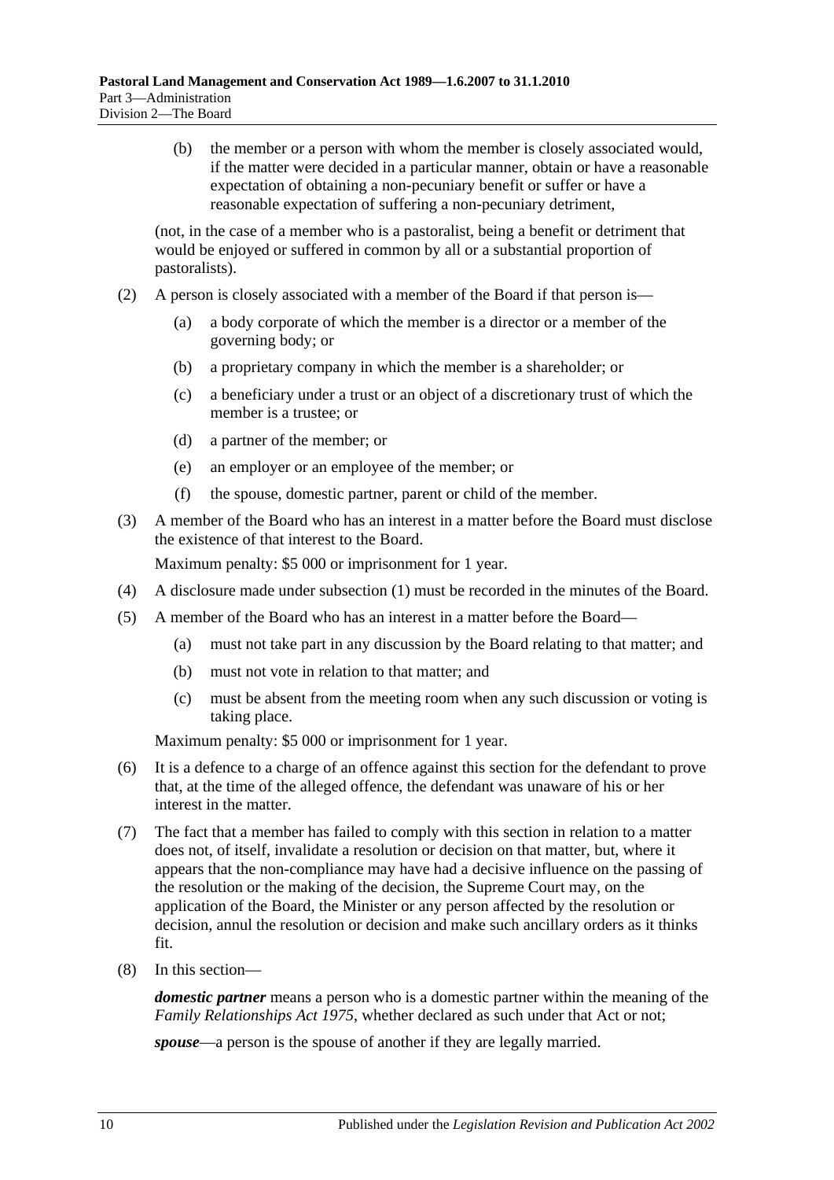(b) the member or a person with whom the member is closely associated would, if the matter were decided in a particular manner, obtain or have a reasonable expectation of obtaining a non-pecuniary benefit or suffer or have a reasonable expectation of suffering a non-pecuniary detriment,

(not, in the case of a member who is a pastoralist, being a benefit or detriment that would be enjoyed or suffered in common by all or a substantial proportion of pastoralists).

(2) A person is closely associated with a member of the Board if that person is—

(a) a body corporate of which the member is a director or a member of the governing body; or

(b) a proprietary company in which the member is a shareholder; or

(c) a beneficiary under a trust or an object of a discretionary trust of which the member is a trustee; or

(d) a partner of the member; or

(e) an employer or an employee of the member; or

(f) the spouse, domestic partner, parent or child of the member.

(3) A member of the Board who has an interest in a matter before the Board must disclose the existence of that interest to the Board.

Maximum penalty: $5 000 or imprisonment for 1 year.

(4) A disclosure made under subsection (1) must be recorded in the minutes of the Board.

(5) A member of the Board who has an interest in a matter before the Board—

(a) must not take part in any discussion by the Board relating to that matter; and

(b) must not vote in relation to that matter; and

(c) must be absent from the meeting room when any such discussion or voting is taking place.

Maximum penalty: $5 000 or imprisonment for 1 year.

(6) It is a defence to a charge of an offence against this section for the defendant to prove that, at the time of the alleged offence, the defendant was unaware of his or her interest in the matter.

(7) The fact that a member has failed to comply with this section in relation to a matter does not, of itself, invalidate a resolution or decision on that matter, but, where it appears that the non-compliance may have had a decisive influence on the passing of the resolution or the making of the decision, the Supreme Court may, on the application of the Board, the Minister or any person affected by the resolution or decision, annul the resolution or decision and make such ancillary orders as it thinks fit.

(8) In this section—

***domestic partner*** means a person who is a domestic partner within the meaning of the *Family Relationships Act 1975*, whether declared as such under that Act or not;

***spouse***—a person is the spouse of another if they are legally married.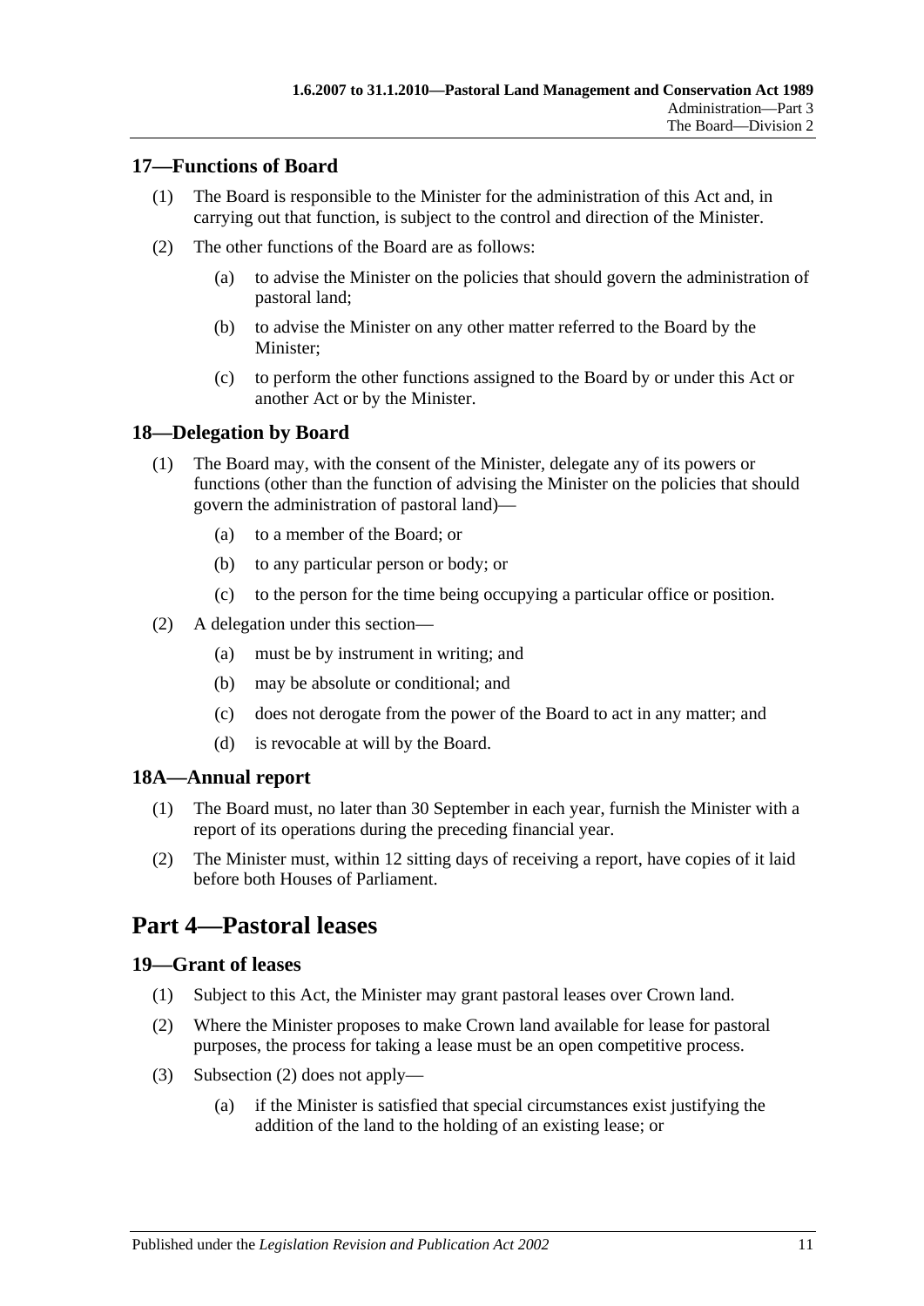### 17—Functions of Board

(1) The Board is responsible to the Minister for the administration of this Act and, in carrying out that function, is subject to the control and direction of the Minister.

(2) The other functions of the Board are as follows:

(a) to advise the Minister on the policies that should govern the administration of pastoral land;

(b) to advise the Minister on any other matter referred to the Board by the Minister;

(c) to perform the other functions assigned to the Board by or under this Act or another Act or by the Minister.

### 18—Delegation by Board

(1) The Board may, with the consent of the Minister, delegate any of its powers or functions (other than the function of advising the Minister on the policies that should govern the administration of pastoral land)—

(a) to a member of the Board; or

(b) to any particular person or body; or

(c) to the person for the time being occupying a particular office or position.

(2) A delegation under this section—

(a) must be by instrument in writing; and

(b) may be absolute or conditional; and

(c) does not derogate from the power of the Board to act in any matter; and

(d) is revocable at will by the Board.

### 18A—Annual report

(1) The Board must, no later than 30 September in each year, furnish the Minister with a report of its operations during the preceding financial year.

(2) The Minister must, within 12 sitting days of receiving a report, have copies of it laid before both Houses of Parliament.

## Part 4—Pastoral leases

### 19—Grant of leases

(1) Subject to this Act, the Minister may grant pastoral leases over Crown land.

(2) Where the Minister proposes to make Crown land available for lease for pastoral purposes, the process for taking a lease must be an open competitive process.

(3) Subsection (2) does not apply—

(a) if the Minister is satisfied that special circumstances exist justifying the addition of the land to the holding of an existing lease; or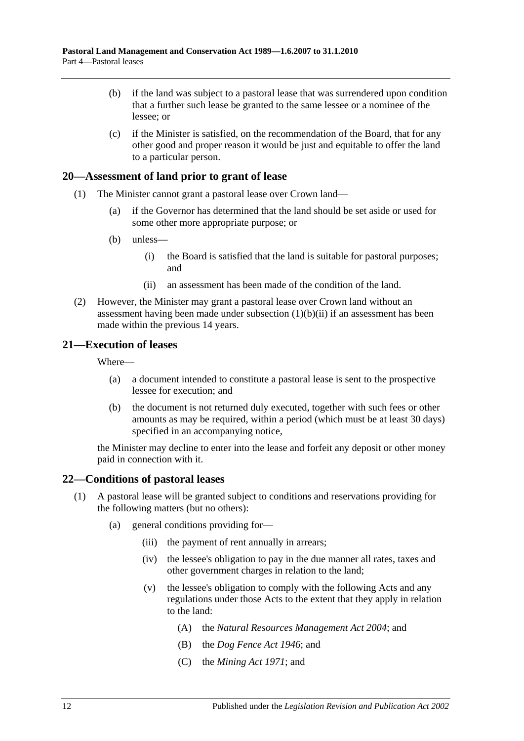(b) if the land was subject to a pastoral lease that was surrendered upon condition that a further such lease be granted to the same lessee or a nominee of the lessee; or

(c) if the Minister is satisfied, on the recommendation of the Board, that for any other good and proper reason it would be just and equitable to offer the land to a particular person.

## 20—Assessment of land prior to grant of lease

(1) The Minister cannot grant a pastoral lease over Crown land—

(a) if the Governor has determined that the land should be set aside or used for some other more appropriate purpose; or

(b) unless—

(i) the Board is satisfied that the land is suitable for pastoral purposes; and

(ii) an assessment has been made of the condition of the land.

(2) However, the Minister may grant a pastoral lease over Crown land without an assessment having been made under subsection (1)(b)(ii) if an assessment has been made within the previous 14 years.

## 21—Execution of leases

Where—

(a) a document intended to constitute a pastoral lease is sent to the prospective lessee for execution; and

(b) the document is not returned duly executed, together with such fees or other amounts as may be required, within a period (which must be at least 30 days) specified in an accompanying notice,

the Minister may decline to enter into the lease and forfeit any deposit or other money paid in connection with it.

## 22—Conditions of pastoral leases

(1) A pastoral lease will be granted subject to conditions and reservations providing for the following matters (but no others):

(a) general conditions providing for—

(iii) the payment of rent annually in arrears;

(iv) the lessee's obligation to pay in the due manner all rates, taxes and other government charges in relation to the land;

(v) the lessee's obligation to comply with the following Acts and any regulations under those Acts to the extent that they apply in relation to the land:

(A) the *Natural Resources Management Act 2004*; and

(B) the *Dog Fence Act 1946*; and

(C) the *Mining Act 1971*; and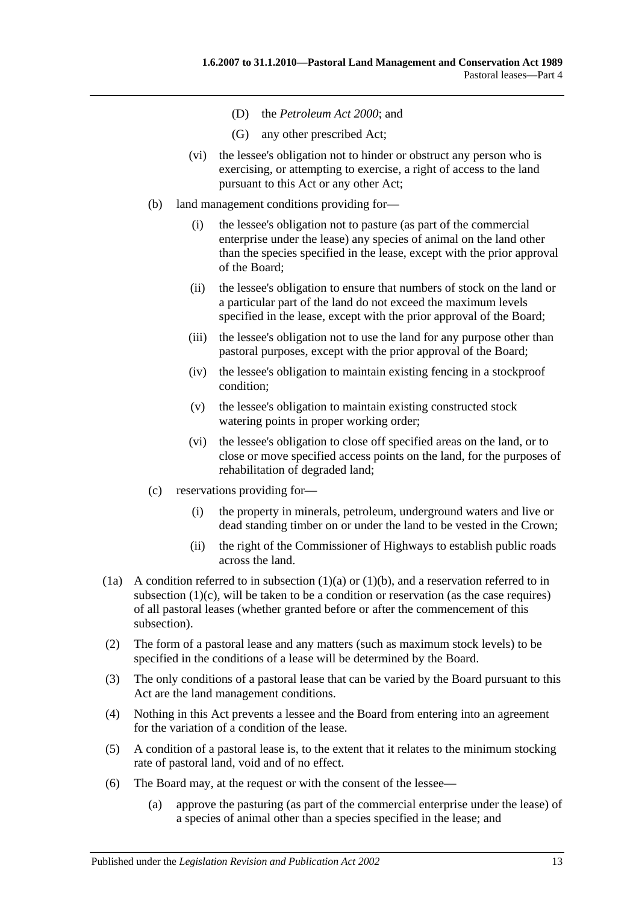(D) the *Petroleum Act 2000*; and

(G) any other prescribed Act;

(vi) the lessee's obligation not to hinder or obstruct any person who is exercising, or attempting to exercise, a right of access to the land pursuant to this Act or any other Act;

(b) land management conditions providing for—

(i) the lessee's obligation not to pasture (as part of the commercial enterprise under the lease) any species of animal on the land other than the species specified in the lease, except with the prior approval of the Board;

(ii) the lessee's obligation to ensure that numbers of stock on the land or a particular part of the land do not exceed the maximum levels specified in the lease, except with the prior approval of the Board;

(iii) the lessee's obligation not to use the land for any purpose other than pastoral purposes, except with the prior approval of the Board;

(iv) the lessee's obligation to maintain existing fencing in a stockproof condition;

(v) the lessee's obligation to maintain existing constructed stock watering points in proper working order;

(vi) the lessee's obligation to close off specified areas on the land, or to close or move specified access points on the land, for the purposes of rehabilitation of degraded land;

(c) reservations providing for—

(i) the property in minerals, petroleum, underground waters and live or dead standing timber on or under the land to be vested in the Crown;

(ii) the right of the Commissioner of Highways to establish public roads across the land.

(1a) A condition referred to in subsection (1)(a) or (1)(b), and a reservation referred to in subsection (1)(c), will be taken to be a condition or reservation (as the case requires) of all pastoral leases (whether granted before or after the commencement of this subsection).

(2) The form of a pastoral lease and any matters (such as maximum stock levels) to be specified in the conditions of a lease will be determined by the Board.

(3) The only conditions of a pastoral lease that can be varied by the Board pursuant to this Act are the land management conditions.

(4) Nothing in this Act prevents a lessee and the Board from entering into an agreement for the variation of a condition of the lease.

(5) A condition of a pastoral lease is, to the extent that it relates to the minimum stocking rate of pastoral land, void and of no effect.

(6) The Board may, at the request or with the consent of the lessee—

(a) approve the pasturing (as part of the commercial enterprise under the lease) of a species of animal other than a species specified in the lease; and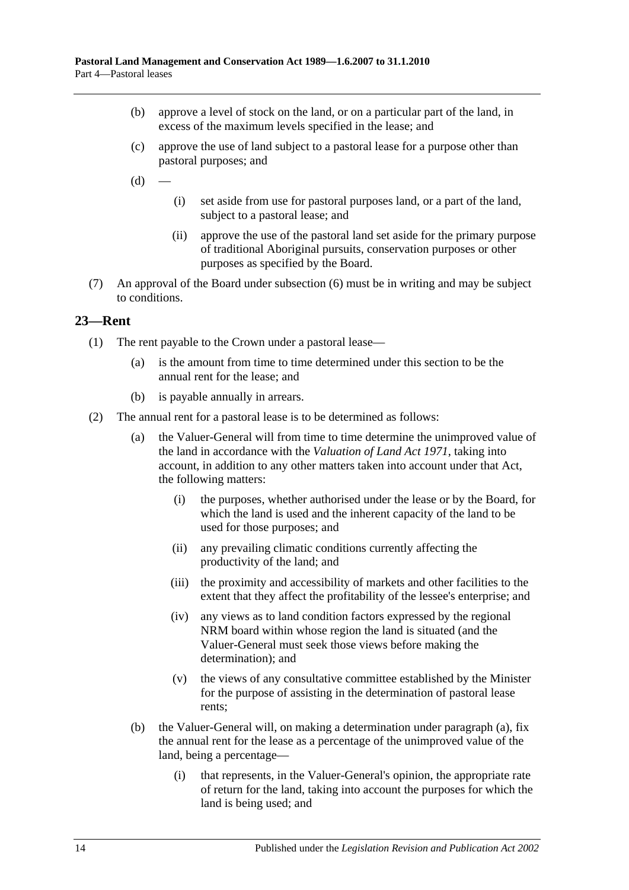(b) approve a level of stock on the land, or on a particular part of the land, in excess of the maximum levels specified in the lease; and

(c) approve the use of land subject to a pastoral lease for a purpose other than pastoral purposes; and

(d) —

(i) set aside from use for pastoral purposes land, or a part of the land, subject to a pastoral lease; and

(ii) approve the use of the pastoral land set aside for the primary purpose of traditional Aboriginal pursuits, conservation purposes or other purposes as specified by the Board.

(7) An approval of the Board under subsection (6) must be in writing and may be subject to conditions.

## 23—Rent

(1) The rent payable to the Crown under a pastoral lease—

(a) is the amount from time to time determined under this section to be the annual rent for the lease; and

(b) is payable annually in arrears.

(2) The annual rent for a pastoral lease is to be determined as follows:

(a) the Valuer-General will from time to time determine the unimproved value of the land in accordance with the *Valuation of Land Act 1971*, taking into account, in addition to any other matters taken into account under that Act, the following matters:

(i) the purposes, whether authorised under the lease or by the Board, for which the land is used and the inherent capacity of the land to be used for those purposes; and

(ii) any prevailing climatic conditions currently affecting the productivity of the land; and

(iii) the proximity and accessibility of markets and other facilities to the extent that they affect the profitability of the lessee's enterprise; and

(iv) any views as to land condition factors expressed by the regional NRM board within whose region the land is situated (and the Valuer-General must seek those views before making the determination); and

(v) the views of any consultative committee established by the Minister for the purpose of assisting in the determination of pastoral lease rents;

(b) the Valuer-General will, on making a determination under paragraph (a), fix the annual rent for the lease as a percentage of the unimproved value of the land, being a percentage—

(i) that represents, in the Valuer-General's opinion, the appropriate rate of return for the land, taking into account the purposes for which the land is being used; and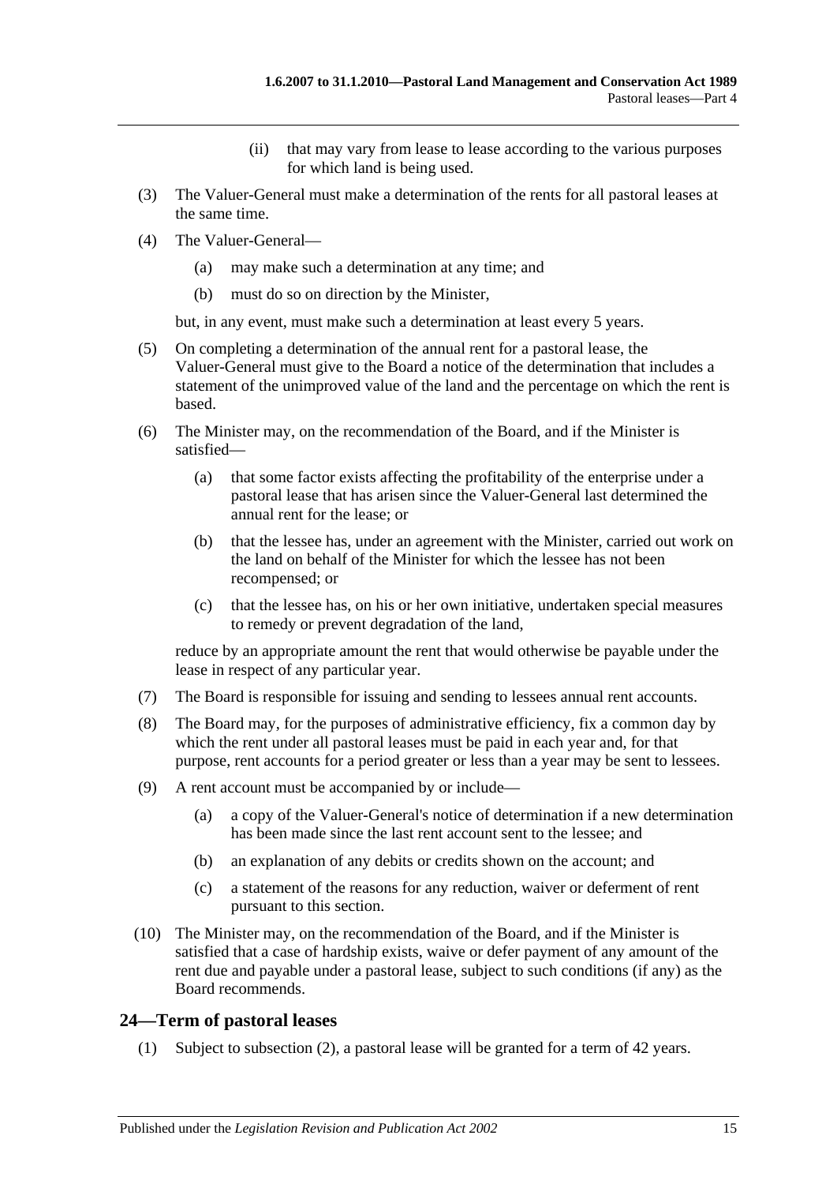(ii) that may vary from lease to lease according to the various purposes for which land is being used.

(3) The Valuer-General must make a determination of the rents for all pastoral leases at the same time.

(4) The Valuer-General—

(a) may make such a determination at any time; and

(b) must do so on direction by the Minister,

but, in any event, must make such a determination at least every 5 years.

(5) On completing a determination of the annual rent for a pastoral lease, the Valuer-General must give to the Board a notice of the determination that includes a statement of the unimproved value of the land and the percentage on which the rent is based.

(6) The Minister may, on the recommendation of the Board, and if the Minister is satisfied—

(a) that some factor exists affecting the profitability of the enterprise under a pastoral lease that has arisen since the Valuer-General last determined the annual rent for the lease; or

(b) that the lessee has, under an agreement with the Minister, carried out work on the land on behalf of the Minister for which the lessee has not been recompensed; or

(c) that the lessee has, on his or her own initiative, undertaken special measures to remedy or prevent degradation of the land,

reduce by an appropriate amount the rent that would otherwise be payable under the lease in respect of any particular year.

(7) The Board is responsible for issuing and sending to lessees annual rent accounts.

(8) The Board may, for the purposes of administrative efficiency, fix a common day by which the rent under all pastoral leases must be paid in each year and, for that purpose, rent accounts for a period greater or less than a year may be sent to lessees.

(9) A rent account must be accompanied by or include—

(a) a copy of the Valuer-General's notice of determination if a new determination has been made since the last rent account sent to the lessee; and

(b) an explanation of any debits or credits shown on the account; and

(c) a statement of the reasons for any reduction, waiver or deferment of rent pursuant to this section.

(10) The Minister may, on the recommendation of the Board, and if the Minister is satisfied that a case of hardship exists, waive or defer payment of any amount of the rent due and payable under a pastoral lease, subject to such conditions (if any) as the Board recommends.

## 24—Term of pastoral leases

(1) Subject to subsection (2), a pastoral lease will be granted for a term of 42 years.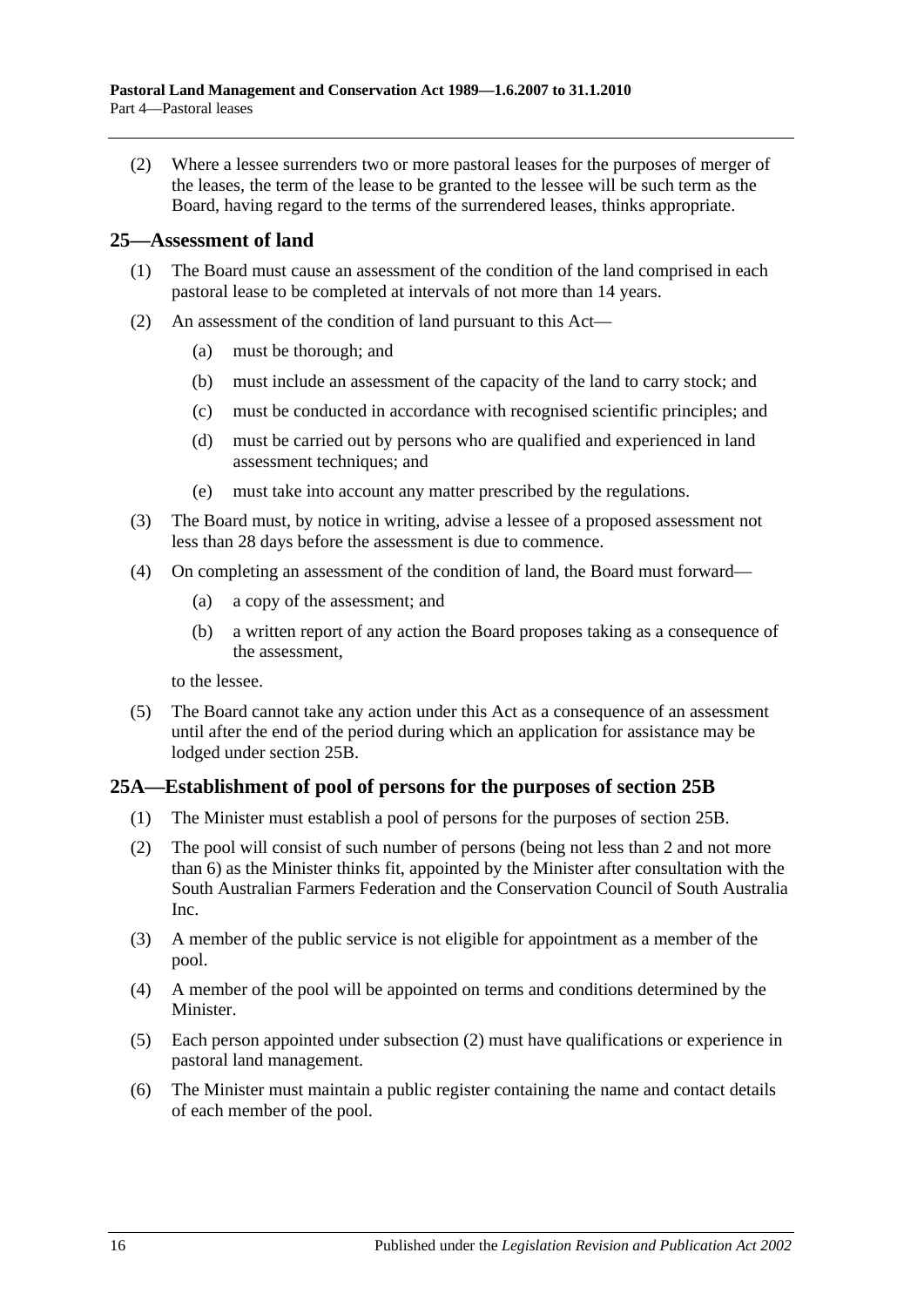(2) Where a lessee surrenders two or more pastoral leases for the purposes of merger of the leases, the term of the lease to be granted to the lessee will be such term as the Board, having regard to the terms of the surrendered leases, thinks appropriate.

## 25—Assessment of land

(1) The Board must cause an assessment of the condition of the land comprised in each pastoral lease to be completed at intervals of not more than 14 years.

(2) An assessment of the condition of land pursuant to this Act—

- (a) must be thorough; and
- (b) must include an assessment of the capacity of the land to carry stock; and
- (c) must be conducted in accordance with recognised scientific principles; and
- (d) must be carried out by persons who are qualified and experienced in land assessment techniques; and
- (e) must take into account any matter prescribed by the regulations.

(3) The Board must, by notice in writing, advise a lessee of a proposed assessment not less than 28 days before the assessment is due to commence.

(4) On completing an assessment of the condition of land, the Board must forward—

- (a) a copy of the assessment; and
- (b) a written report of any action the Board proposes taking as a consequence of the assessment,

to the lessee.

(5) The Board cannot take any action under this Act as a consequence of an assessment until after the end of the period during which an application for assistance may be lodged under section 25B.

## 25A—Establishment of pool of persons for the purposes of section 25B

(1) The Minister must establish a pool of persons for the purposes of section 25B.

(2) The pool will consist of such number of persons (being not less than 2 and not more than 6) as the Minister thinks fit, appointed by the Minister after consultation with the South Australian Farmers Federation and the Conservation Council of South Australia Inc.

(3) A member of the public service is not eligible for appointment as a member of the pool.

(4) A member of the pool will be appointed on terms and conditions determined by the Minister.

(5) Each person appointed under subsection (2) must have qualifications or experience in pastoral land management.

(6) The Minister must maintain a public register containing the name and contact details of each member of the pool.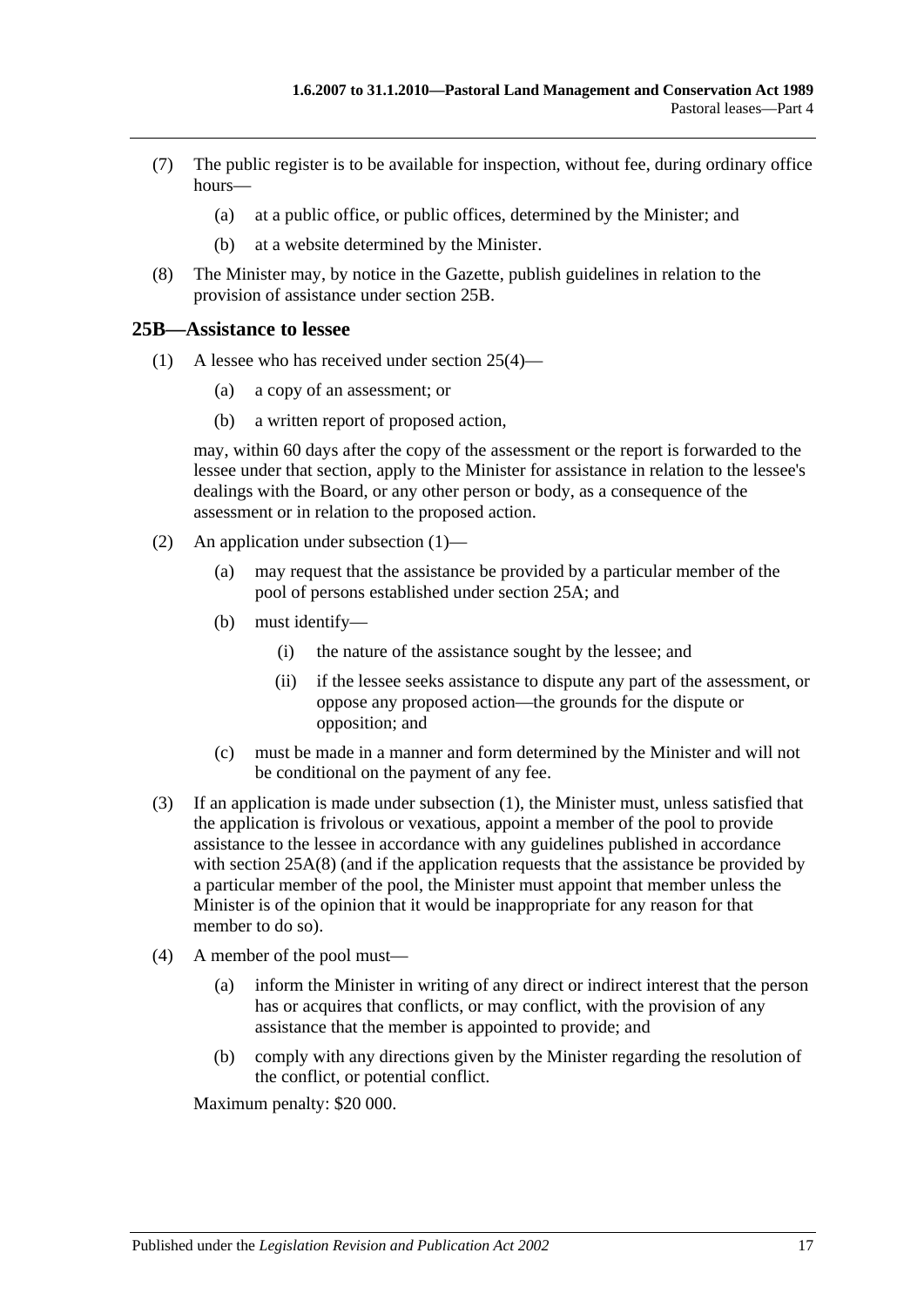(7) The public register is to be available for inspection, without fee, during ordinary office hours—

(a) at a public office, or public offices, determined by the Minister; and

(b) at a website determined by the Minister.

(8) The Minister may, by notice in the Gazette, publish guidelines in relation to the provision of assistance under section 25B.

## 25B—Assistance to lessee

(1) A lessee who has received under section 25(4)—

(a) a copy of an assessment; or

(b) a written report of proposed action,

may, within 60 days after the copy of the assessment or the report is forwarded to the lessee under that section, apply to the Minister for assistance in relation to the lessee's dealings with the Board, or any other person or body, as a consequence of the assessment or in relation to the proposed action.

(2) An application under subsection (1)—

(a) may request that the assistance be provided by a particular member of the pool of persons established under section 25A; and

(b) must identify—

(i) the nature of the assistance sought by the lessee; and

(ii) if the lessee seeks assistance to dispute any part of the assessment, or oppose any proposed action—the grounds for the dispute or opposition; and

(c) must be made in a manner and form determined by the Minister and will not be conditional on the payment of any fee.

(3) If an application is made under subsection (1), the Minister must, unless satisfied that the application is frivolous or vexatious, appoint a member of the pool to provide assistance to the lessee in accordance with any guidelines published in accordance with section 25A(8) (and if the application requests that the assistance be provided by a particular member of the pool, the Minister must appoint that member unless the Minister is of the opinion that it would be inappropriate for any reason for that member to do so).

(4) A member of the pool must—

(a) inform the Minister in writing of any direct or indirect interest that the person has or acquires that conflicts, or may conflict, with the provision of any assistance that the member is appointed to provide; and

(b) comply with any directions given by the Minister regarding the resolution of the conflict, or potential conflict.

Maximum penalty: $20 000.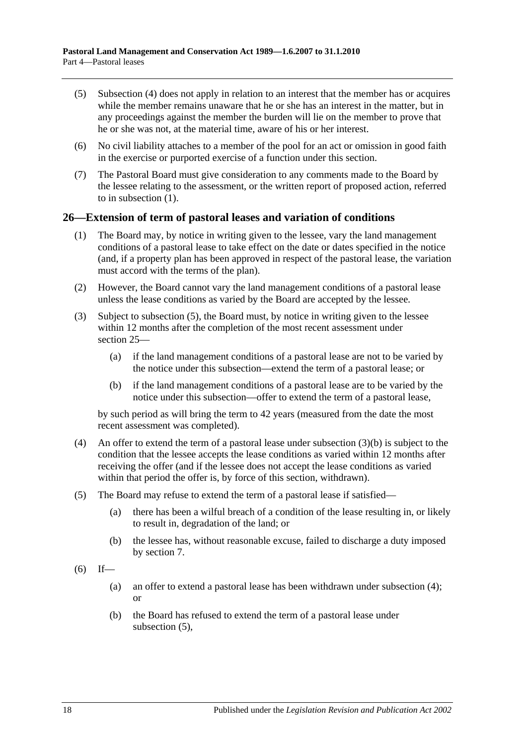(5) Subsection (4) does not apply in relation to an interest that the member has or acquires while the member remains unaware that he or she has an interest in the matter, but in any proceedings against the member the burden will lie on the member to prove that he or she was not, at the material time, aware of his or her interest.

(6) No civil liability attaches to a member of the pool for an act or omission in good faith in the exercise or purported exercise of a function under this section.

(7) The Pastoral Board must give consideration to any comments made to the Board by the lessee relating to the assessment, or the written report of proposed action, referred to in subsection (1).

## 26—Extension of term of pastoral leases and variation of conditions

(1) The Board may, by notice in writing given to the lessee, vary the land management conditions of a pastoral lease to take effect on the date or dates specified in the notice (and, if a property plan has been approved in respect of the pastoral lease, the variation must accord with the terms of the plan).

(2) However, the Board cannot vary the land management conditions of a pastoral lease unless the lease conditions as varied by the Board are accepted by the lessee.

(3) Subject to subsection (5), the Board must, by notice in writing given to the lessee within 12 months after the completion of the most recent assessment under section 25—

(a) if the land management conditions of a pastoral lease are not to be varied by the notice under this subsection—extend the term of a pastoral lease; or

(b) if the land management conditions of a pastoral lease are to be varied by the notice under this subsection—offer to extend the term of a pastoral lease,

by such period as will bring the term to 42 years (measured from the date the most recent assessment was completed).

(4) An offer to extend the term of a pastoral lease under subsection (3)(b) is subject to the condition that the lessee accepts the lease conditions as varied within 12 months after receiving the offer (and if the lessee does not accept the lease conditions as varied within that period the offer is, by force of this section, withdrawn).

(5) The Board may refuse to extend the term of a pastoral lease if satisfied—

(a) there has been a wilful breach of a condition of the lease resulting in, or likely to result in, degradation of the land; or

(b) the lessee has, without reasonable excuse, failed to discharge a duty imposed by section 7.

(6) If—

(a) an offer to extend a pastoral lease has been withdrawn under subsection (4); or

(b) the Board has refused to extend the term of a pastoral lease under subsection (5),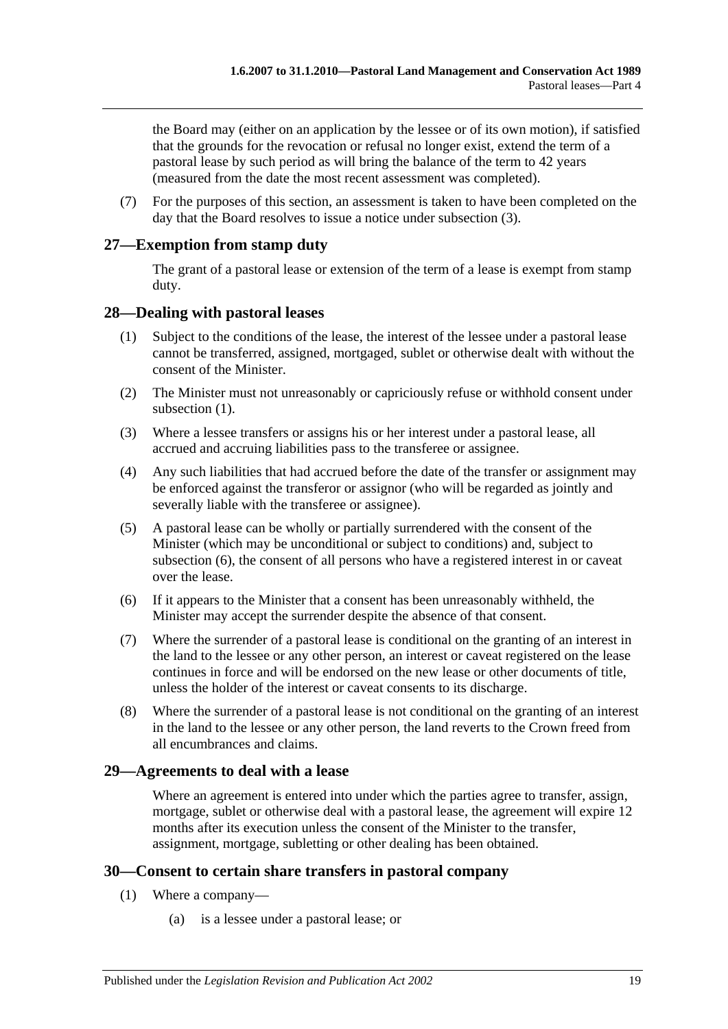the Board may (either on an application by the lessee or of its own motion), if satisfied that the grounds for the revocation or refusal no longer exist, extend the term of a pastoral lease by such period as will bring the balance of the term to 42 years (measured from the date the most recent assessment was completed).

(7) For the purposes of this section, an assessment is taken to have been completed on the day that the Board resolves to issue a notice under subsection (3).

## 27—Exemption from stamp duty

The grant of a pastoral lease or extension of the term of a lease is exempt from stamp duty.

## 28—Dealing with pastoral leases

(1) Subject to the conditions of the lease, the interest of the lessee under a pastoral lease cannot be transferred, assigned, mortgaged, sublet or otherwise dealt with without the consent of the Minister.

(2) The Minister must not unreasonably or capriciously refuse or withhold consent under subsection (1).

(3) Where a lessee transfers or assigns his or her interest under a pastoral lease, all accrued and accruing liabilities pass to the transferee or assignee.

(4) Any such liabilities that had accrued before the date of the transfer or assignment may be enforced against the transferor or assignor (who will be regarded as jointly and severally liable with the transferee or assignee).

(5) A pastoral lease can be wholly or partially surrendered with the consent of the Minister (which may be unconditional or subject to conditions) and, subject to subsection (6), the consent of all persons who have a registered interest in or caveat over the lease.

(6) If it appears to the Minister that a consent has been unreasonably withheld, the Minister may accept the surrender despite the absence of that consent.

(7) Where the surrender of a pastoral lease is conditional on the granting of an interest in the land to the lessee or any other person, an interest or caveat registered on the lease continues in force and will be endorsed on the new lease or other documents of title, unless the holder of the interest or caveat consents to its discharge.

(8) Where the surrender of a pastoral lease is not conditional on the granting of an interest in the land to the lessee or any other person, the land reverts to the Crown freed from all encumbrances and claims.

## 29—Agreements to deal with a lease

Where an agreement is entered into under which the parties agree to transfer, assign, mortgage, sublet or otherwise deal with a pastoral lease, the agreement will expire 12 months after its execution unless the consent of the Minister to the transfer, assignment, mortgage, subletting or other dealing has been obtained.

## 30—Consent to certain share transfers in pastoral company

(1) Where a company—

(a) is a lessee under a pastoral lease; or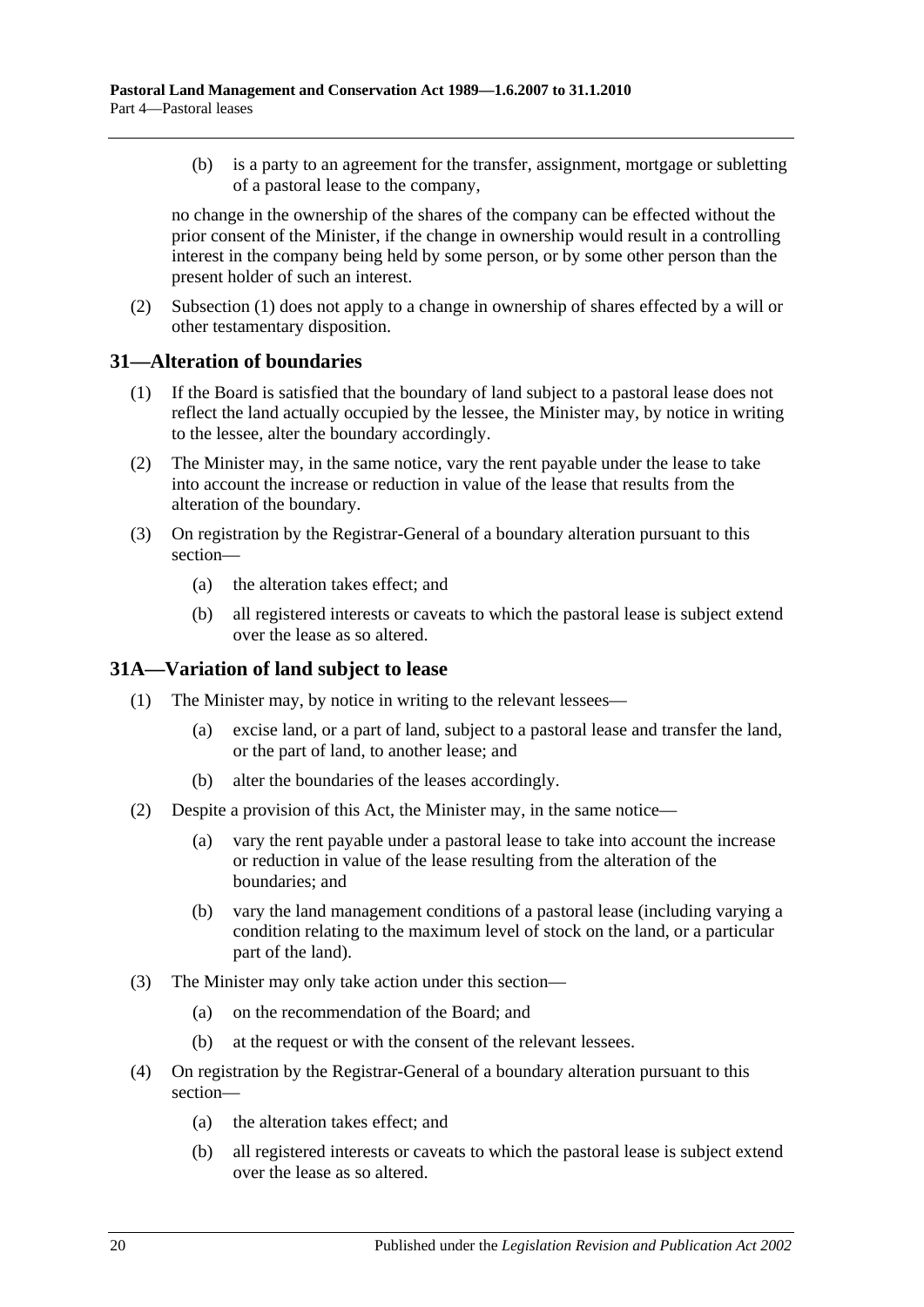(b) is a party to an agreement for the transfer, assignment, mortgage or subletting of a pastoral lease to the company,

no change in the ownership of the shares of the company can be effected without the prior consent of the Minister, if the change in ownership would result in a controlling interest in the company being held by some person, or by some other person than the present holder of such an interest.

(2) Subsection (1) does not apply to a change in ownership of shares effected by a will or other testamentary disposition.

## 31—Alteration of boundaries

(1) If the Board is satisfied that the boundary of land subject to a pastoral lease does not reflect the land actually occupied by the lessee, the Minister may, by notice in writing to the lessee, alter the boundary accordingly.

(2) The Minister may, in the same notice, vary the rent payable under the lease to take into account the increase or reduction in value of the lease that results from the alteration of the boundary.

(3) On registration by the Registrar-General of a boundary alteration pursuant to this section—

(a) the alteration takes effect; and

(b) all registered interests or caveats to which the pastoral lease is subject extend over the lease as so altered.

## 31A—Variation of land subject to lease

(1) The Minister may, by notice in writing to the relevant lessees—

(a) excise land, or a part of land, subject to a pastoral lease and transfer the land, or the part of land, to another lease; and

(b) alter the boundaries of the leases accordingly.

(2) Despite a provision of this Act, the Minister may, in the same notice—

(a) vary the rent payable under a pastoral lease to take into account the increase or reduction in value of the lease resulting from the alteration of the boundaries; and

(b) vary the land management conditions of a pastoral lease (including varying a condition relating to the maximum level of stock on the land, or a particular part of the land).

(3) The Minister may only take action under this section—

(a) on the recommendation of the Board; and

(b) at the request or with the consent of the relevant lessees.

(4) On registration by the Registrar-General of a boundary alteration pursuant to this section—

(a) the alteration takes effect; and

(b) all registered interests or caveats to which the pastoral lease is subject extend over the lease as so altered.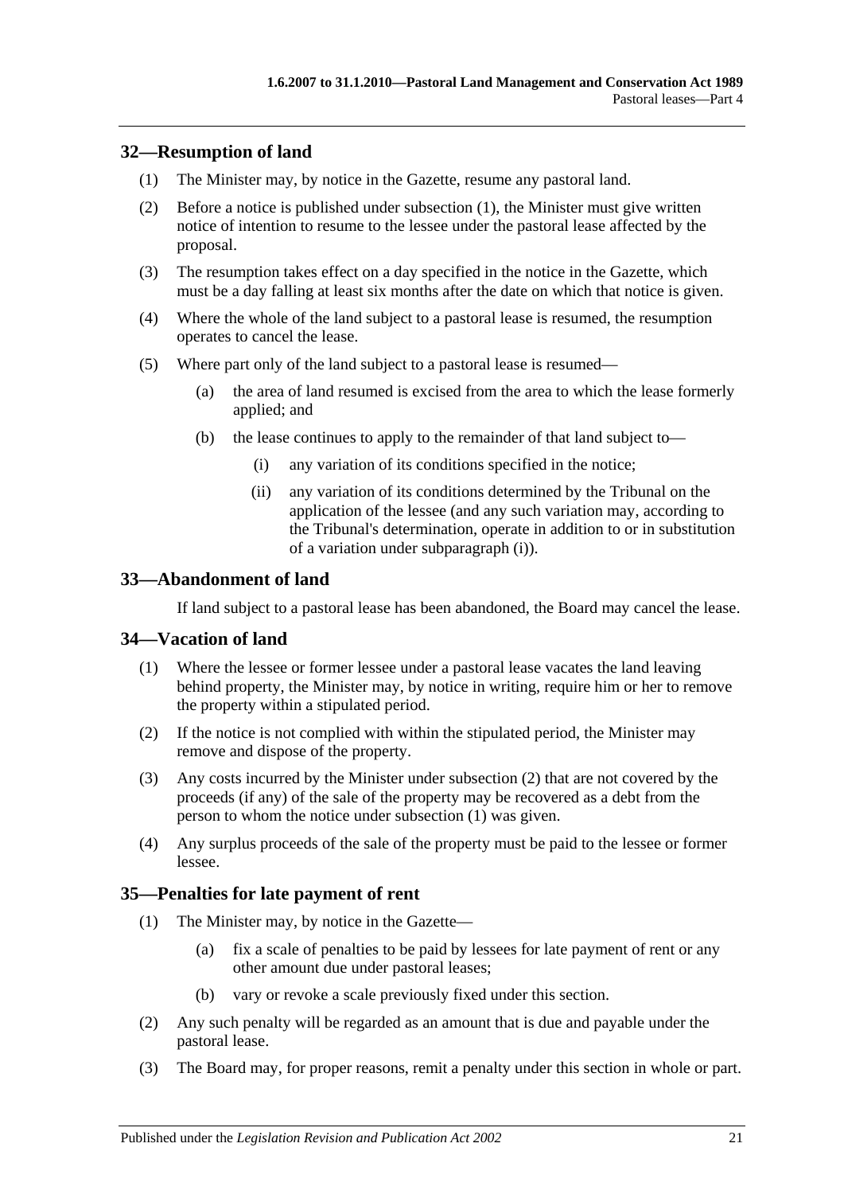## 32—Resumption of land

(1) The Minister may, by notice in the Gazette, resume any pastoral land.

(2) Before a notice is published under subsection (1), the Minister must give written notice of intention to resume to the lessee under the pastoral lease affected by the proposal.

(3) The resumption takes effect on a day specified in the notice in the Gazette, which must be a day falling at least six months after the date on which that notice is given.

(4) Where the whole of the land subject to a pastoral lease is resumed, the resumption operates to cancel the lease.

(5) Where part only of the land subject to a pastoral lease is resumed—

(a) the area of land resumed is excised from the area to which the lease formerly applied; and

(b) the lease continues to apply to the remainder of that land subject to—

(i) any variation of its conditions specified in the notice;

(ii) any variation of its conditions determined by the Tribunal on the application of the lessee (and any such variation may, according to the Tribunal's determination, operate in addition to or in substitution of a variation under subparagraph (i)).

## 33—Abandonment of land

If land subject to a pastoral lease has been abandoned, the Board may cancel the lease.

## 34—Vacation of land

(1) Where the lessee or former lessee under a pastoral lease vacates the land leaving behind property, the Minister may, by notice in writing, require him or her to remove the property within a stipulated period.

(2) If the notice is not complied with within the stipulated period, the Minister may remove and dispose of the property.

(3) Any costs incurred by the Minister under subsection (2) that are not covered by the proceeds (if any) of the sale of the property may be recovered as a debt from the person to whom the notice under subsection (1) was given.

(4) Any surplus proceeds of the sale of the property must be paid to the lessee or former lessee.

## 35—Penalties for late payment of rent

(1) The Minister may, by notice in the Gazette—

(a) fix a scale of penalties to be paid by lessees for late payment of rent or any other amount due under pastoral leases;

(b) vary or revoke a scale previously fixed under this section.

(2) Any such penalty will be regarded as an amount that is due and payable under the pastoral lease.

(3) The Board may, for proper reasons, remit a penalty under this section in whole or part.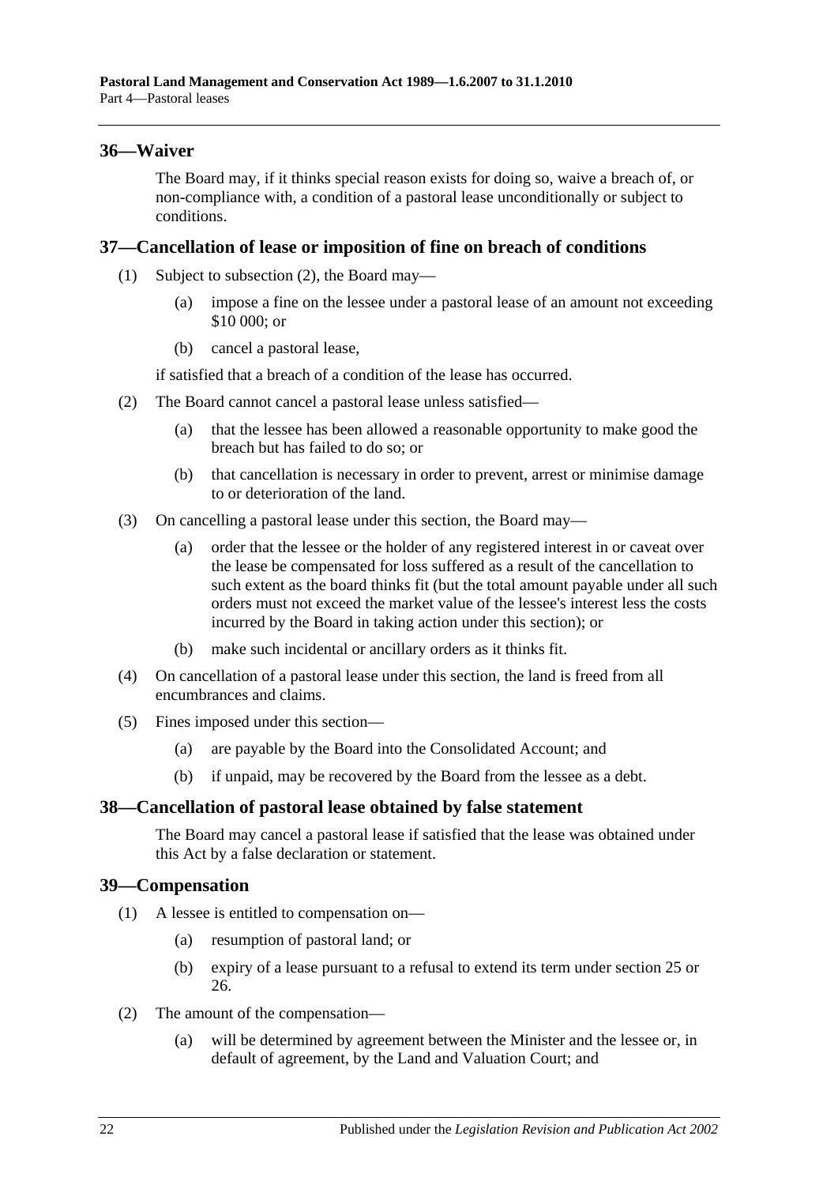## 36—Waiver

The Board may, if it thinks special reason exists for doing so, waive a breach of, or non-compliance with, a condition of a pastoral lease unconditionally or subject to conditions.

## 37—Cancellation of lease or imposition of fine on breach of conditions

(1) Subject to subsection (2), the Board may—

(a) impose a fine on the lessee under a pastoral lease of an amount not exceeding \$10 000; or

(b) cancel a pastoral lease,

if satisfied that a breach of a condition of the lease has occurred.

(2) The Board cannot cancel a pastoral lease unless satisfied—

(a) that the lessee has been allowed a reasonable opportunity to make good the breach but has failed to do so; or

(b) that cancellation is necessary in order to prevent, arrest or minimise damage to or deterioration of the land.

(3) On cancelling a pastoral lease under this section, the Board may—

(a) order that the lessee or the holder of any registered interest in or caveat over the lease be compensated for loss suffered as a result of the cancellation to such extent as the board thinks fit (but the total amount payable under all such orders must not exceed the market value of the lessee's interest less the costs incurred by the Board in taking action under this section); or

(b) make such incidental or ancillary orders as it thinks fit.

(4) On cancellation of a pastoral lease under this section, the land is freed from all encumbrances and claims.

(5) Fines imposed under this section—

(a) are payable by the Board into the Consolidated Account; and

(b) if unpaid, may be recovered by the Board from the lessee as a debt.

## 38—Cancellation of pastoral lease obtained by false statement

The Board may cancel a pastoral lease if satisfied that the lease was obtained under this Act by a false declaration or statement.

## 39—Compensation

(1) A lessee is entitled to compensation on—

(a) resumption of pastoral land; or

(b) expiry of a lease pursuant to a refusal to extend its term under section 25 or 26.

(2) The amount of the compensation—

(a) will be determined by agreement between the Minister and the lessee or, in default of agreement, by the Land and Valuation Court; and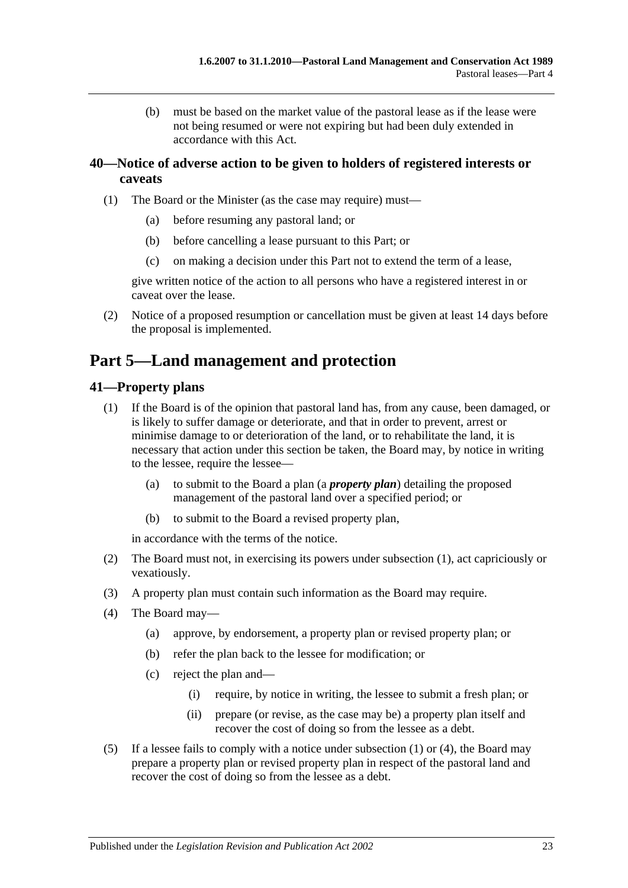(b) must be based on the market value of the pastoral lease as if the lease were not being resumed or were not expiring but had been duly extended in accordance with this Act.

### 40—Notice of adverse action to be given to holders of registered interests or caveats

(1) The Board or the Minister (as the case may require) must—

(a) before resuming any pastoral land; or

(b) before cancelling a lease pursuant to this Part; or

(c) on making a decision under this Part not to extend the term of a lease,

give written notice of the action to all persons who have a registered interest in or caveat over the lease.

(2) Notice of a proposed resumption or cancellation must be given at least 14 days before the proposal is implemented.

## Part 5—Land management and protection

### 41—Property plans

(1) If the Board is of the opinion that pastoral land has, from any cause, been damaged, or is likely to suffer damage or deteriorate, and that in order to prevent, arrest or minimise damage to or deterioration of the land, or to rehabilitate the land, it is necessary that action under this section be taken, the Board may, by notice in writing to the lessee, require the lessee—

(a) to submit to the Board a plan (a ***property plan***) detailing the proposed management of the pastoral land over a specified period; or

(b) to submit to the Board a revised property plan,

in accordance with the terms of the notice.

(2) The Board must not, in exercising its powers under subsection (1), act capriciously or vexatiously.

(3) A property plan must contain such information as the Board may require.

(4) The Board may—

(a) approve, by endorsement, a property plan or revised property plan; or

(b) refer the plan back to the lessee for modification; or

(c) reject the plan and—

(i) require, by notice in writing, the lessee to submit a fresh plan; or

(ii) prepare (or revise, as the case may be) a property plan itself and recover the cost of doing so from the lessee as a debt.

(5) If a lessee fails to comply with a notice under subsection (1) or (4), the Board may prepare a property plan or revised property plan in respect of the pastoral land and recover the cost of doing so from the lessee as a debt.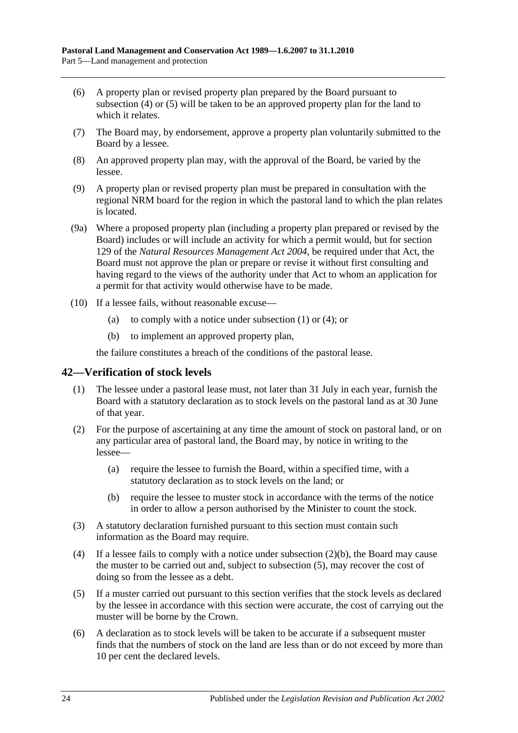(6) A property plan or revised property plan prepared by the Board pursuant to subsection (4) or (5) will be taken to be an approved property plan for the land to which it relates.

(7) The Board may, by endorsement, approve a property plan voluntarily submitted to the Board by a lessee.

(8) An approved property plan may, with the approval of the Board, be varied by the lessee.

(9) A property plan or revised property plan must be prepared in consultation with the regional NRM board for the region in which the pastoral land to which the plan relates is located.

(9a) Where a proposed property plan (including a property plan prepared or revised by the Board) includes or will include an activity for which a permit would, but for section 129 of the *Natural Resources Management Act 2004*, be required under that Act, the Board must not approve the plan or prepare or revise it without first consulting and having regard to the views of the authority under that Act to whom an application for a permit for that activity would otherwise have to be made.

(10) If a lessee fails, without reasonable excuse—

(a) to comply with a notice under subsection (1) or (4); or

(b) to implement an approved property plan,

the failure constitutes a breach of the conditions of the pastoral lease.

## 42—Verification of stock levels

(1) The lessee under a pastoral lease must, not later than 31 July in each year, furnish the Board with a statutory declaration as to stock levels on the pastoral land as at 30 June of that year.

(2) For the purpose of ascertaining at any time the amount of stock on pastoral land, or on any particular area of pastoral land, the Board may, by notice in writing to the lessee—

(a) require the lessee to furnish the Board, within a specified time, with a statutory declaration as to stock levels on the land; or

(b) require the lessee to muster stock in accordance with the terms of the notice in order to allow a person authorised by the Minister to count the stock.

(3) A statutory declaration furnished pursuant to this section must contain such information as the Board may require.

(4) If a lessee fails to comply with a notice under subsection (2)(b), the Board may cause the muster to be carried out and, subject to subsection (5), may recover the cost of doing so from the lessee as a debt.

(5) If a muster carried out pursuant to this section verifies that the stock levels as declared by the lessee in accordance with this section were accurate, the cost of carrying out the muster will be borne by the Crown.

(6) A declaration as to stock levels will be taken to be accurate if a subsequent muster finds that the numbers of stock on the land are less than or do not exceed by more than 10 per cent the declared levels.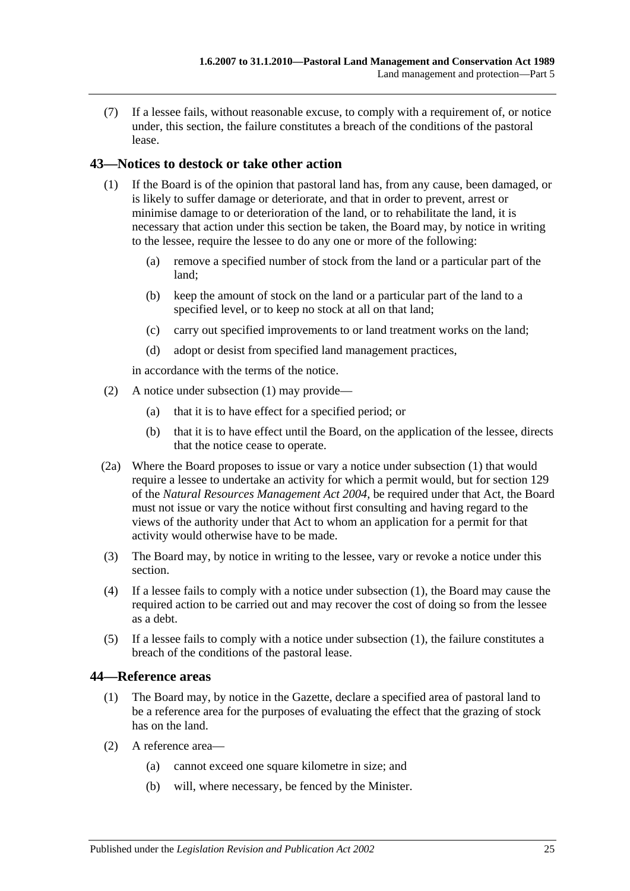(7) If a lessee fails, without reasonable excuse, to comply with a requirement of, or notice under, this section, the failure constitutes a breach of the conditions of the pastoral lease.

## 43—Notices to destock or take other action

(1) If the Board is of the opinion that pastoral land has, from any cause, been damaged, or is likely to suffer damage or deteriorate, and that in order to prevent, arrest or minimise damage to or deterioration of the land, or to rehabilitate the land, it is necessary that action under this section be taken, the Board may, by notice in writing to the lessee, require the lessee to do any one or more of the following:

(a) remove a specified number of stock from the land or a particular part of the land;

(b) keep the amount of stock on the land or a particular part of the land to a specified level, or to keep no stock at all on that land;

(c) carry out specified improvements to or land treatment works on the land;

(d) adopt or desist from specified land management practices,

in accordance with the terms of the notice.

(2) A notice under subsection (1) may provide—

(a) that it is to have effect for a specified period; or

(b) that it is to have effect until the Board, on the application of the lessee, directs that the notice cease to operate.

(2a) Where the Board proposes to issue or vary a notice under subsection (1) that would require a lessee to undertake an activity for which a permit would, but for section 129 of the *Natural Resources Management Act 2004*, be required under that Act, the Board must not issue or vary the notice without first consulting and having regard to the views of the authority under that Act to whom an application for a permit for that activity would otherwise have to be made.

(3) The Board may, by notice in writing to the lessee, vary or revoke a notice under this section.

(4) If a lessee fails to comply with a notice under subsection (1), the Board may cause the required action to be carried out and may recover the cost of doing so from the lessee as a debt.

(5) If a lessee fails to comply with a notice under subsection (1), the failure constitutes a breach of the conditions of the pastoral lease.

## 44—Reference areas

(1) The Board may, by notice in the Gazette, declare a specified area of pastoral land to be a reference area for the purposes of evaluating the effect that the grazing of stock has on the land.

(2) A reference area—

(a) cannot exceed one square kilometre in size; and

(b) will, where necessary, be fenced by the Minister.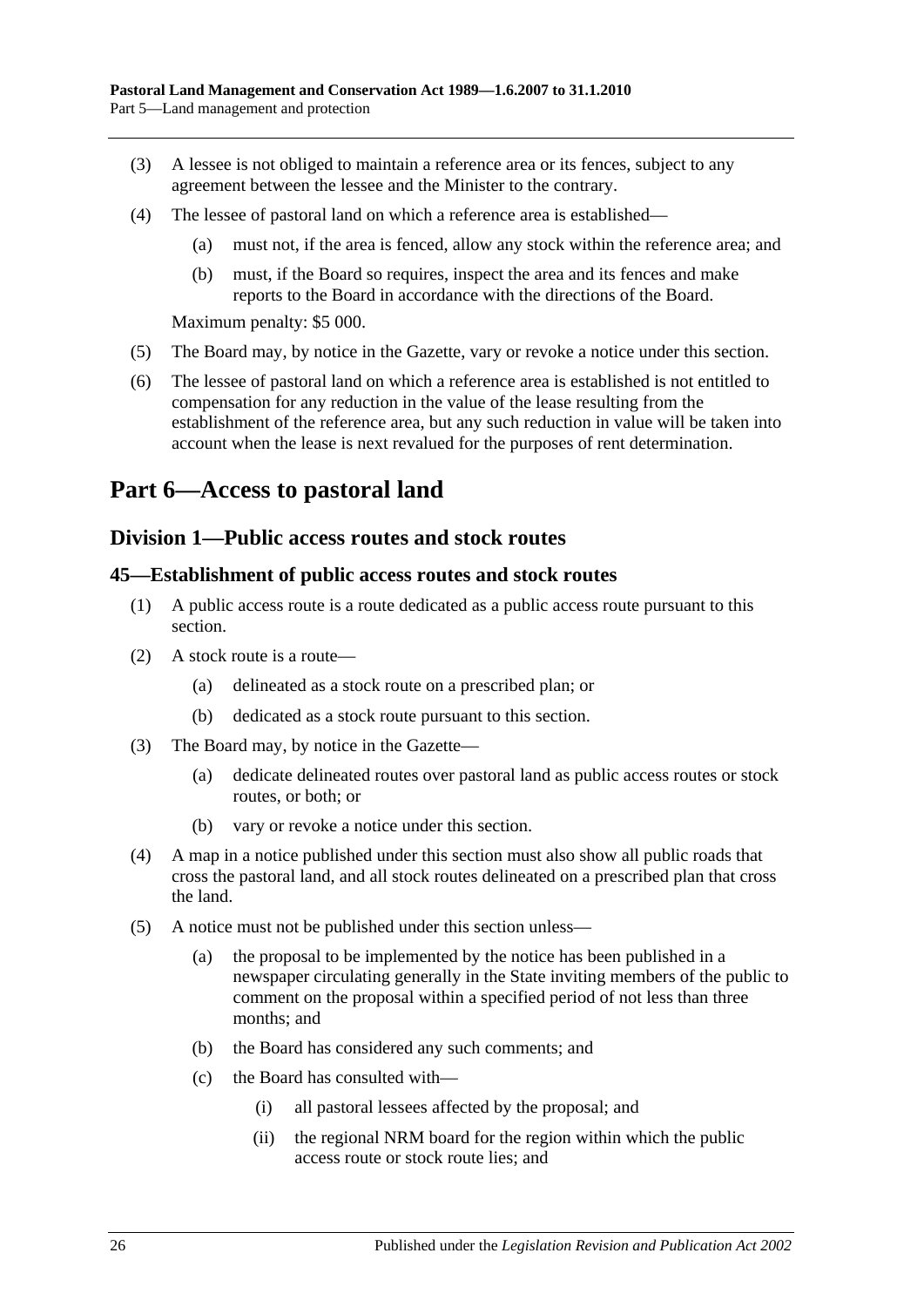(3) A lessee is not obliged to maintain a reference area or its fences, subject to any agreement between the lessee and the Minister to the contrary.

(4) The lessee of pastoral land on which a reference area is established—

  (a) must not, if the area is fenced, allow any stock within the reference area; and

  (b) must, if the Board so requires, inspect the area and its fences and make reports to the Board in accordance with the directions of the Board.

Maximum penalty: $5 000.

(5) The Board may, by notice in the Gazette, vary or revoke a notice under this section.

(6) The lessee of pastoral land on which a reference area is established is not entitled to compensation for any reduction in the value of the lease resulting from the establishment of the reference area, but any such reduction in value will be taken into account when the lease is next revalued for the purposes of rent determination.

# Part 6—Access to pastoral land

## Division 1—Public access routes and stock routes

### 45—Establishment of public access routes and stock routes

(1) A public access route is a route dedicated as a public access route pursuant to this section.

(2) A stock route is a route—

  (a) delineated as a stock route on a prescribed plan; or

  (b) dedicated as a stock route pursuant to this section.

(3) The Board may, by notice in the Gazette—

  (a) dedicate delineated routes over pastoral land as public access routes or stock routes, or both; or

  (b) vary or revoke a notice under this section.

(4) A map in a notice published under this section must also show all public roads that cross the pastoral land, and all stock routes delineated on a prescribed plan that cross the land.

(5) A notice must not be published under this section unless—

  (a) the proposal to be implemented by the notice has been published in a newspaper circulating generally in the State inviting members of the public to comment on the proposal within a specified period of not less than three months; and

  (b) the Board has considered any such comments; and

  (c) the Board has consulted with—

    (i) all pastoral lessees affected by the proposal; and

    (ii) the regional NRM board for the region within which the public access route or stock route lies; and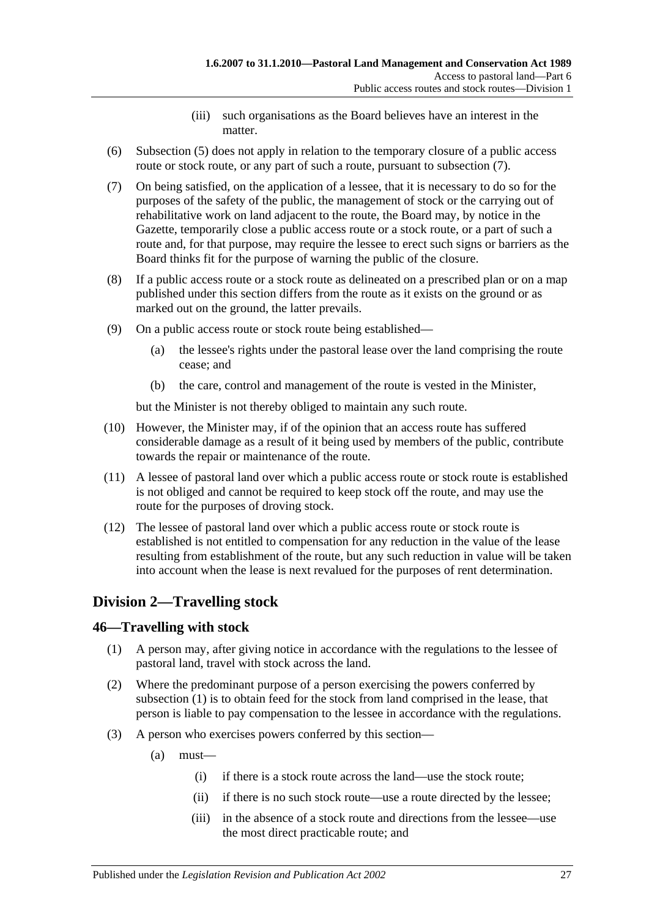(iii) such organisations as the Board believes have an interest in the matter.

(6) Subsection (5) does not apply in relation to the temporary closure of a public access route or stock route, or any part of such a route, pursuant to subsection (7).

(7) On being satisfied, on the application of a lessee, that it is necessary to do so for the purposes of the safety of the public, the management of stock or the carrying out of rehabilitative work on land adjacent to the route, the Board may, by notice in the Gazette, temporarily close a public access route or a stock route, or a part of such a route and, for that purpose, may require the lessee to erect such signs or barriers as the Board thinks fit for the purpose of warning the public of the closure.

(8) If a public access route or a stock route as delineated on a prescribed plan or on a map published under this section differs from the route as it exists on the ground or as marked out on the ground, the latter prevails.

(9) On a public access route or stock route being established—

(a) the lessee's rights under the pastoral lease over the land comprising the route cease; and

(b) the care, control and management of the route is vested in the Minister,

but the Minister is not thereby obliged to maintain any such route.

(10) However, the Minister may, if of the opinion that an access route has suffered considerable damage as a result of it being used by members of the public, contribute towards the repair or maintenance of the route.

(11) A lessee of pastoral land over which a public access route or stock route is established is not obliged and cannot be required to keep stock off the route, and may use the route for the purposes of droving stock.

(12) The lessee of pastoral land over which a public access route or stock route is established is not entitled to compensation for any reduction in the value of the lease resulting from establishment of the route, but any such reduction in value will be taken into account when the lease is next revalued for the purposes of rent determination.

## Division 2—Travelling stock

### 46—Travelling with stock

(1) A person may, after giving notice in accordance with the regulations to the lessee of pastoral land, travel with stock across the land.

(2) Where the predominant purpose of a person exercising the powers conferred by subsection (1) is to obtain feed for the stock from land comprised in the lease, that person is liable to pay compensation to the lessee in accordance with the regulations.

(3) A person who exercises powers conferred by this section—

(a) must—

(i) if there is a stock route across the land—use the stock route;

(ii) if there is no such stock route—use a route directed by the lessee;

(iii) in the absence of a stock route and directions from the lessee—use the most direct practicable route; and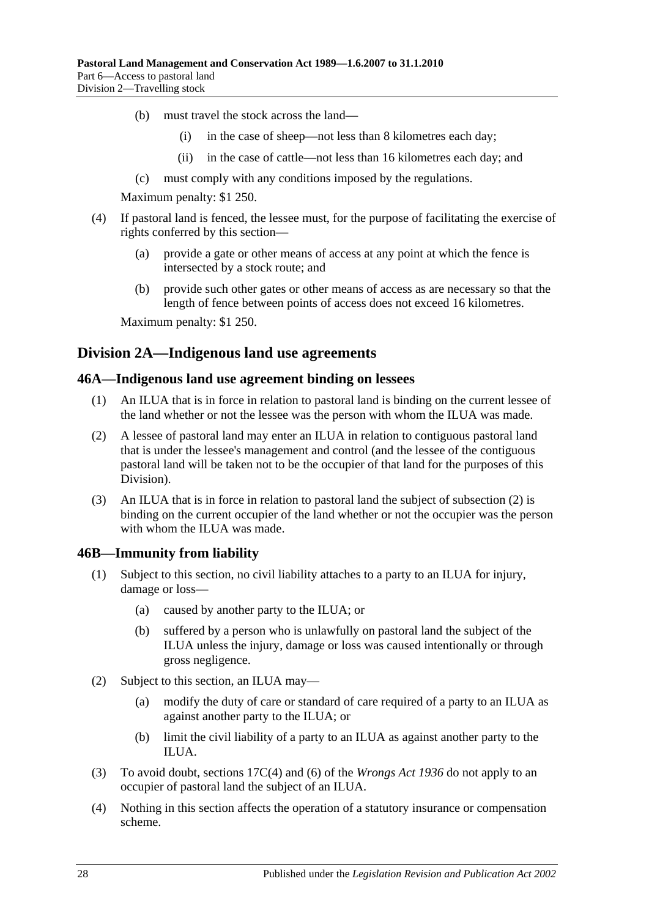(b) must travel the stock across the land—

(i) in the case of sheep—not less than 8 kilometres each day;

(ii) in the case of cattle—not less than 16 kilometres each day; and

(c) must comply with any conditions imposed by the regulations.

Maximum penalty: $1 250.

(4) If pastoral land is fenced, the lessee must, for the purpose of facilitating the exercise of rights conferred by this section—

(a) provide a gate or other means of access at any point at which the fence is intersected by a stock route; and

(b) provide such other gates or other means of access as are necessary so that the length of fence between points of access does not exceed 16 kilometres.

Maximum penalty: $1 250.

## Division 2A—Indigenous land use agreements

### 46A—Indigenous land use agreement binding on lessees

(1) An ILUA that is in force in relation to pastoral land is binding on the current lessee of the land whether or not the lessee was the person with whom the ILUA was made.

(2) A lessee of pastoral land may enter an ILUA in relation to contiguous pastoral land that is under the lessee's management and control (and the lessee of the contiguous pastoral land will be taken not to be the occupier of that land for the purposes of this Division).

(3) An ILUA that is in force in relation to pastoral land the subject of subsection (2) is binding on the current occupier of the land whether or not the occupier was the person with whom the ILUA was made.

### 46B—Immunity from liability

(1) Subject to this section, no civil liability attaches to a party to an ILUA for injury, damage or loss—

(a) caused by another party to the ILUA; or

(b) suffered by a person who is unlawfully on pastoral land the subject of the ILUA unless the injury, damage or loss was caused intentionally or through gross negligence.

(2) Subject to this section, an ILUA may—

(a) modify the duty of care or standard of care required of a party to an ILUA as against another party to the ILUA; or

(b) limit the civil liability of a party to an ILUA as against another party to the ILUA.

(3) To avoid doubt, sections 17C(4) and (6) of the *Wrongs Act 1936* do not apply to an occupier of pastoral land the subject of an ILUA.

(4) Nothing in this section affects the operation of a statutory insurance or compensation scheme.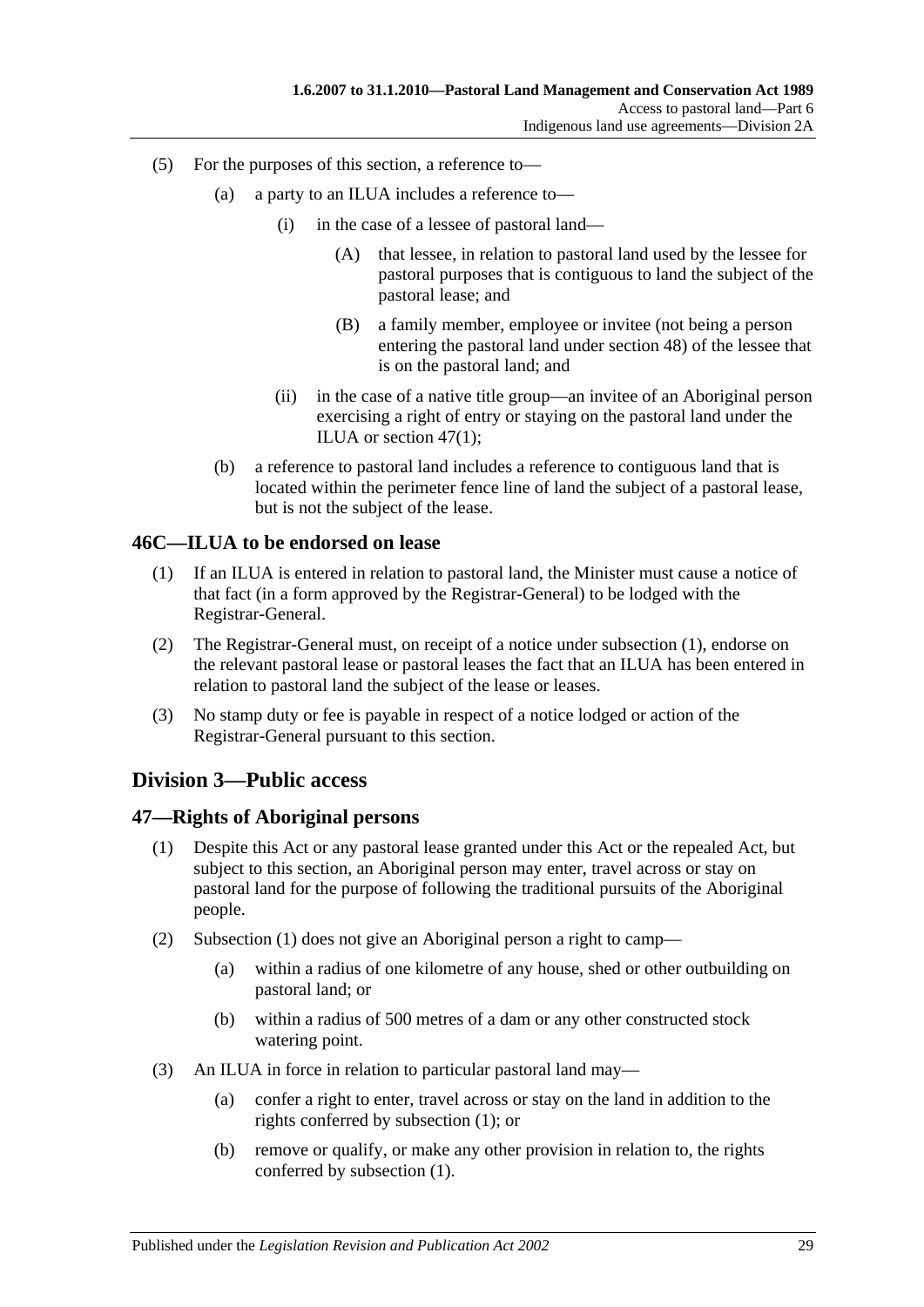(5) For the purposes of this section, a reference to—

(a) a party to an ILUA includes a reference to—

(i) in the case of a lessee of pastoral land—

(A) that lessee, in relation to pastoral land used by the lessee for pastoral purposes that is contiguous to land the subject of the pastoral lease; and

(B) a family member, employee or invitee (not being a person entering the pastoral land under section 48) of the lessee that is on the pastoral land; and

(ii) in the case of a native title group—an invitee of an Aboriginal person exercising a right of entry or staying on the pastoral land under the ILUA or section 47(1);

(b) a reference to pastoral land includes a reference to contiguous land that is located within the perimeter fence line of land the subject of a pastoral lease, but is not the subject of the lease.

## 46C—ILUA to be endorsed on lease

(1) If an ILUA is entered in relation to pastoral land, the Minister must cause a notice of that fact (in a form approved by the Registrar-General) to be lodged with the Registrar-General.

(2) The Registrar-General must, on receipt of a notice under subsection (1), endorse on the relevant pastoral lease or pastoral leases the fact that an ILUA has been entered in relation to pastoral land the subject of the lease or leases.

(3) No stamp duty or fee is payable in respect of a notice lodged or action of the Registrar-General pursuant to this section.

# Division 3—Public access

## 47—Rights of Aboriginal persons

(1) Despite this Act or any pastoral lease granted under this Act or the repealed Act, but subject to this section, an Aboriginal person may enter, travel across or stay on pastoral land for the purpose of following the traditional pursuits of the Aboriginal people.

(2) Subsection (1) does not give an Aboriginal person a right to camp—

(a) within a radius of one kilometre of any house, shed or other outbuilding on pastoral land; or

(b) within a radius of 500 metres of a dam or any other constructed stock watering point.

(3) An ILUA in force in relation to particular pastoral land may—

(a) confer a right to enter, travel across or stay on the land in addition to the rights conferred by subsection (1); or

(b) remove or qualify, or make any other provision in relation to, the rights conferred by subsection (1).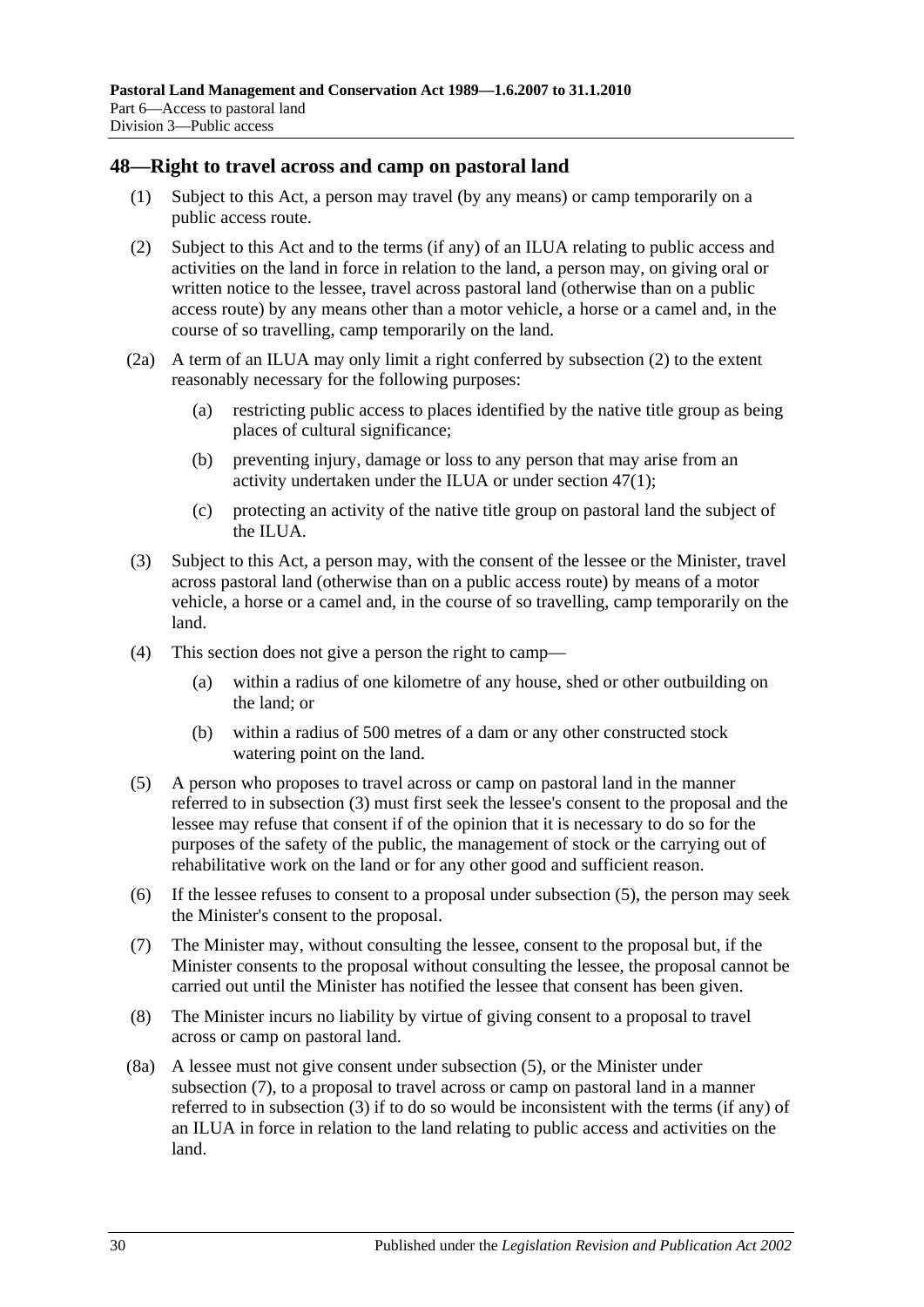## 48—Right to travel across and camp on pastoral land

(1) Subject to this Act, a person may travel (by any means) or camp temporarily on a public access route.

(2) Subject to this Act and to the terms (if any) of an ILUA relating to public access and activities on the land in force in relation to the land, a person may, on giving oral or written notice to the lessee, travel across pastoral land (otherwise than on a public access route) by any means other than a motor vehicle, a horse or a camel and, in the course of so travelling, camp temporarily on the land.

(2a) A term of an ILUA may only limit a right conferred by subsection (2) to the extent reasonably necessary for the following purposes:

- (a) restricting public access to places identified by the native title group as being places of cultural significance;
- (b) preventing injury, damage or loss to any person that may arise from an activity undertaken under the ILUA or under section 47(1);
- (c) protecting an activity of the native title group on pastoral land the subject of the ILUA.

(3) Subject to this Act, a person may, with the consent of the lessee or the Minister, travel across pastoral land (otherwise than on a public access route) by means of a motor vehicle, a horse or a camel and, in the course of so travelling, camp temporarily on the land.

(4) This section does not give a person the right to camp—

- (a) within a radius of one kilometre of any house, shed or other outbuilding on the land; or
- (b) within a radius of 500 metres of a dam or any other constructed stock watering point on the land.

(5) A person who proposes to travel across or camp on pastoral land in the manner referred to in subsection (3) must first seek the lessee's consent to the proposal and the lessee may refuse that consent if of the opinion that it is necessary to do so for the purposes of the safety of the public, the management of stock or the carrying out of rehabilitative work on the land or for any other good and sufficient reason.

(6) If the lessee refuses to consent to a proposal under subsection (5), the person may seek the Minister's consent to the proposal.

(7) The Minister may, without consulting the lessee, consent to the proposal but, if the Minister consents to the proposal without consulting the lessee, the proposal cannot be carried out until the Minister has notified the lessee that consent has been given.

(8) The Minister incurs no liability by virtue of giving consent to a proposal to travel across or camp on pastoral land.

(8a) A lessee must not give consent under subsection (5), or the Minister under subsection (7), to a proposal to travel across or camp on pastoral land in a manner referred to in subsection (3) if to do so would be inconsistent with the terms (if any) of an ILUA in force in relation to the land relating to public access and activities on the land.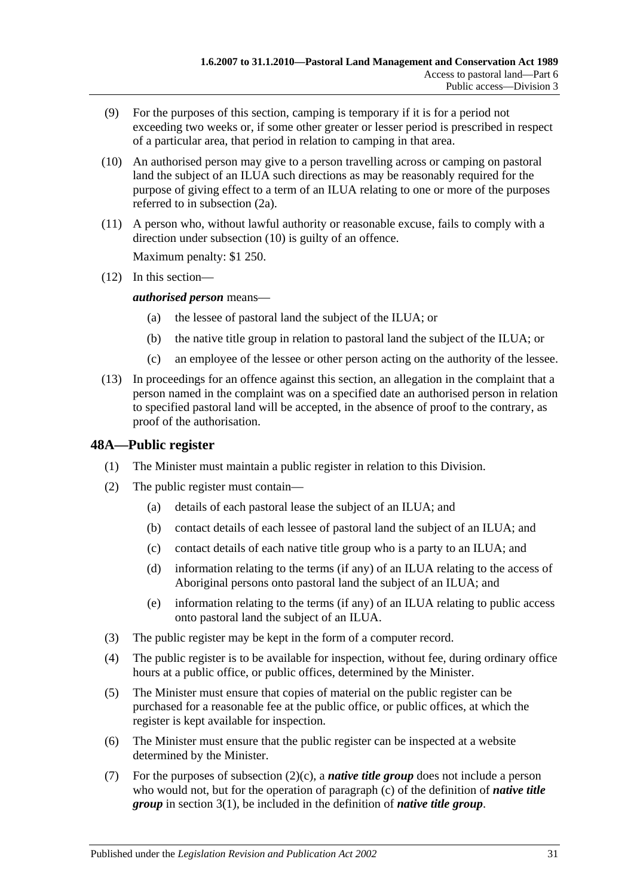(9) For the purposes of this section, camping is temporary if it is for a period not exceeding two weeks or, if some other greater or lesser period is prescribed in respect of a particular area, that period in relation to camping in that area.

(10) An authorised person may give to a person travelling across or camping on pastoral land the subject of an ILUA such directions as may be reasonably required for the purpose of giving effect to a term of an ILUA relating to one or more of the purposes referred to in subsection (2a).

(11) A person who, without lawful authority or reasonable excuse, fails to comply with a direction under subsection (10) is guilty of an offence.

Maximum penalty: $1 250.

(12) In this section—

***authorised person*** means—

(a) the lessee of pastoral land the subject of the ILUA; or

(b) the native title group in relation to pastoral land the subject of the ILUA; or

(c) an employee of the lessee or other person acting on the authority of the lessee.

(13) In proceedings for an offence against this section, an allegation in the complaint that a person named in the complaint was on a specified date an authorised person in relation to specified pastoral land will be accepted, in the absence of proof to the contrary, as proof of the authorisation.

## 48A—Public register

(1) The Minister must maintain a public register in relation to this Division.

(2) The public register must contain—

(a) details of each pastoral lease the subject of an ILUA; and

(b) contact details of each lessee of pastoral land the subject of an ILUA; and

(c) contact details of each native title group who is a party to an ILUA; and

(d) information relating to the terms (if any) of an ILUA relating to the access of Aboriginal persons onto pastoral land the subject of an ILUA; and

(e) information relating to the terms (if any) of an ILUA relating to public access onto pastoral land the subject of an ILUA.

(3) The public register may be kept in the form of a computer record.

(4) The public register is to be available for inspection, without fee, during ordinary office hours at a public office, or public offices, determined by the Minister.

(5) The Minister must ensure that copies of material on the public register can be purchased for a reasonable fee at the public office, or public offices, at which the register is kept available for inspection.

(6) The Minister must ensure that the public register can be inspected at a website determined by the Minister.

(7) For the purposes of subsection (2)(c), a ***native title group*** does not include a person who would not, but for the operation of paragraph (c) of the definition of ***native title group*** in section 3(1), be included in the definition of ***native title group***.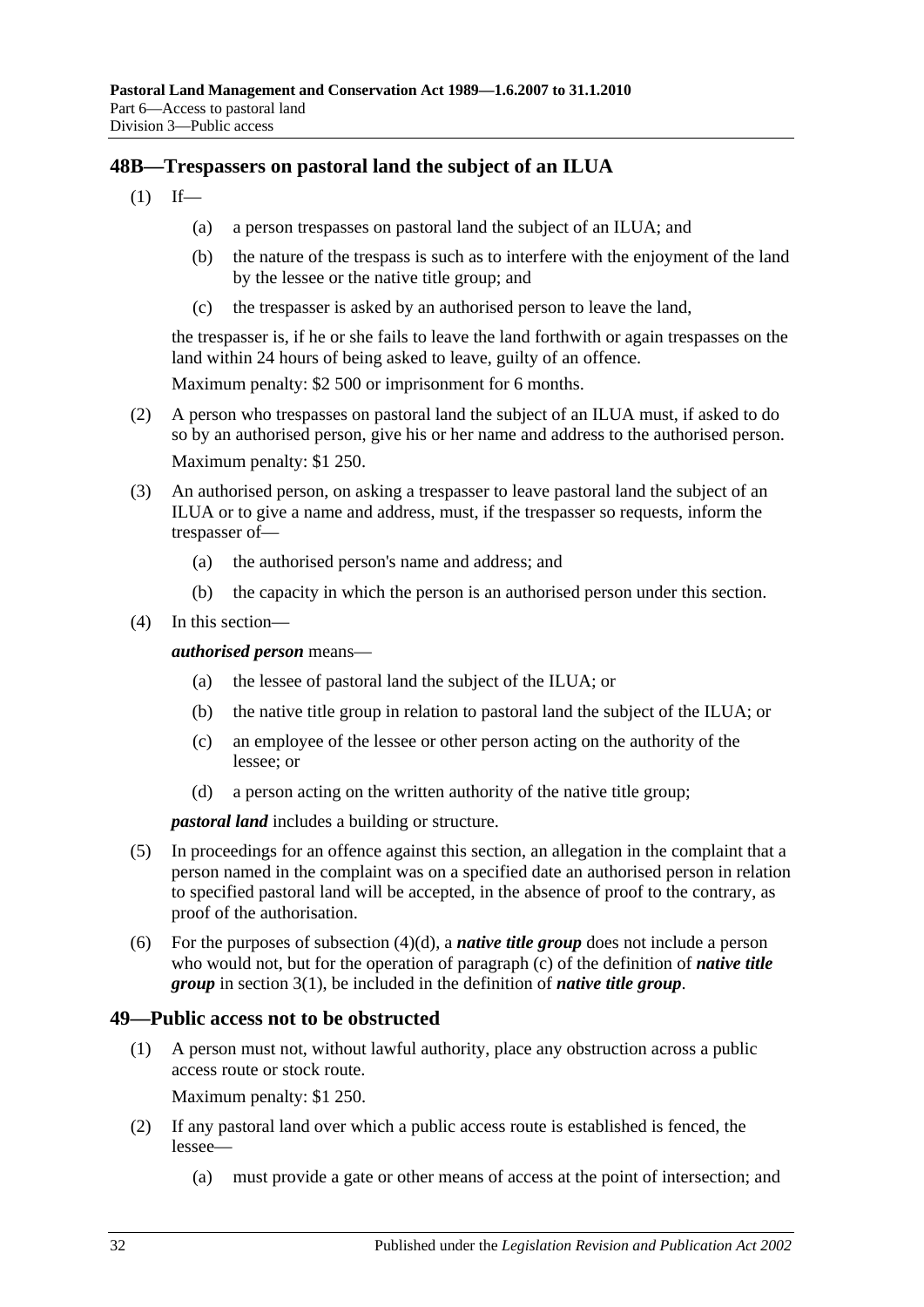## 48B—Trespassers on pastoral land the subject of an ILUA

(1) If—

(a) a person trespasses on pastoral land the subject of an ILUA; and

(b) the nature of the trespass is such as to interfere with the enjoyment of the land by the lessee or the native title group; and

(c) the trespasser is asked by an authorised person to leave the land,

the trespasser is, if he or she fails to leave the land forthwith or again trespasses on the land within 24 hours of being asked to leave, guilty of an offence.

Maximum penalty: $2 500 or imprisonment for 6 months.

(2) A person who trespasses on pastoral land the subject of an ILUA must, if asked to do so by an authorised person, give his or her name and address to the authorised person.

Maximum penalty: $1 250.

(3) An authorised person, on asking a trespasser to leave pastoral land the subject of an ILUA or to give a name and address, must, if the trespasser so requests, inform the trespasser of—

(a) the authorised person's name and address; and

(b) the capacity in which the person is an authorised person under this section.

(4) In this section—

***authorised person*** means—

(a) the lessee of pastoral land the subject of the ILUA; or

(b) the native title group in relation to pastoral land the subject of the ILUA; or

(c) an employee of the lessee or other person acting on the authority of the lessee; or

(d) a person acting on the written authority of the native title group;

***pastoral land*** includes a building or structure.

(5) In proceedings for an offence against this section, an allegation in the complaint that a person named in the complaint was on a specified date an authorised person in relation to specified pastoral land will be accepted, in the absence of proof to the contrary, as proof of the authorisation.

(6) For the purposes of subsection (4)(d), a ***native title group*** does not include a person who would not, but for the operation of paragraph (c) of the definition of ***native title group*** in section 3(1), be included in the definition of ***native title group***.

## 49—Public access not to be obstructed

(1) A person must not, without lawful authority, place any obstruction across a public access route or stock route.

Maximum penalty: $1 250.

(2) If any pastoral land over which a public access route is established is fenced, the lessee—

(a) must provide a gate or other means of access at the point of intersection; and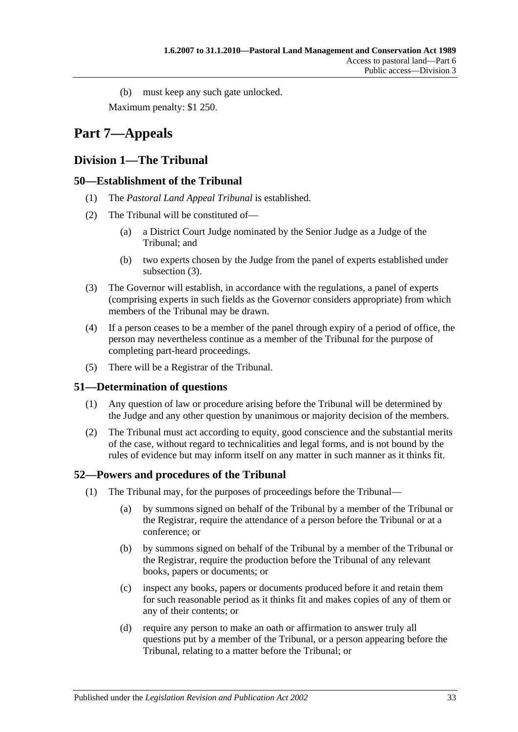(b) must keep any such gate unlocked.

Maximum penalty: $1 250.

# Part 7—Appeals

## Division 1—The Tribunal

### 50—Establishment of the Tribunal

(1) The *Pastoral Land Appeal Tribunal* is established.

(2) The Tribunal will be constituted of—

(a) a District Court Judge nominated by the Senior Judge as a Judge of the Tribunal; and

(b) two experts chosen by the Judge from the panel of experts established under subsection (3).

(3) The Governor will establish, in accordance with the regulations, a panel of experts (comprising experts in such fields as the Governor considers appropriate) from which members of the Tribunal may be drawn.

(4) If a person ceases to be a member of the panel through expiry of a period of office, the person may nevertheless continue as a member of the Tribunal for the purpose of completing part-heard proceedings.

(5) There will be a Registrar of the Tribunal.

### 51—Determination of questions

(1) Any question of law or procedure arising before the Tribunal will be determined by the Judge and any other question by unanimous or majority decision of the members.

(2) The Tribunal must act according to equity, good conscience and the substantial merits of the case, without regard to technicalities and legal forms, and is not bound by the rules of evidence but may inform itself on any matter in such manner as it thinks fit.

### 52—Powers and procedures of the Tribunal

(1) The Tribunal may, for the purposes of proceedings before the Tribunal—

(a) by summons signed on behalf of the Tribunal by a member of the Tribunal or the Registrar, require the attendance of a person before the Tribunal or at a conference; or

(b) by summons signed on behalf of the Tribunal by a member of the Tribunal or the Registrar, require the production before the Tribunal of any relevant books, papers or documents; or

(c) inspect any books, papers or documents produced before it and retain them for such reasonable period as it thinks fit and makes copies of any of them or any of their contents; or

(d) require any person to make an oath or affirmation to answer truly all questions put by a member of the Tribunal, or a person appearing before the Tribunal, relating to a matter before the Tribunal; or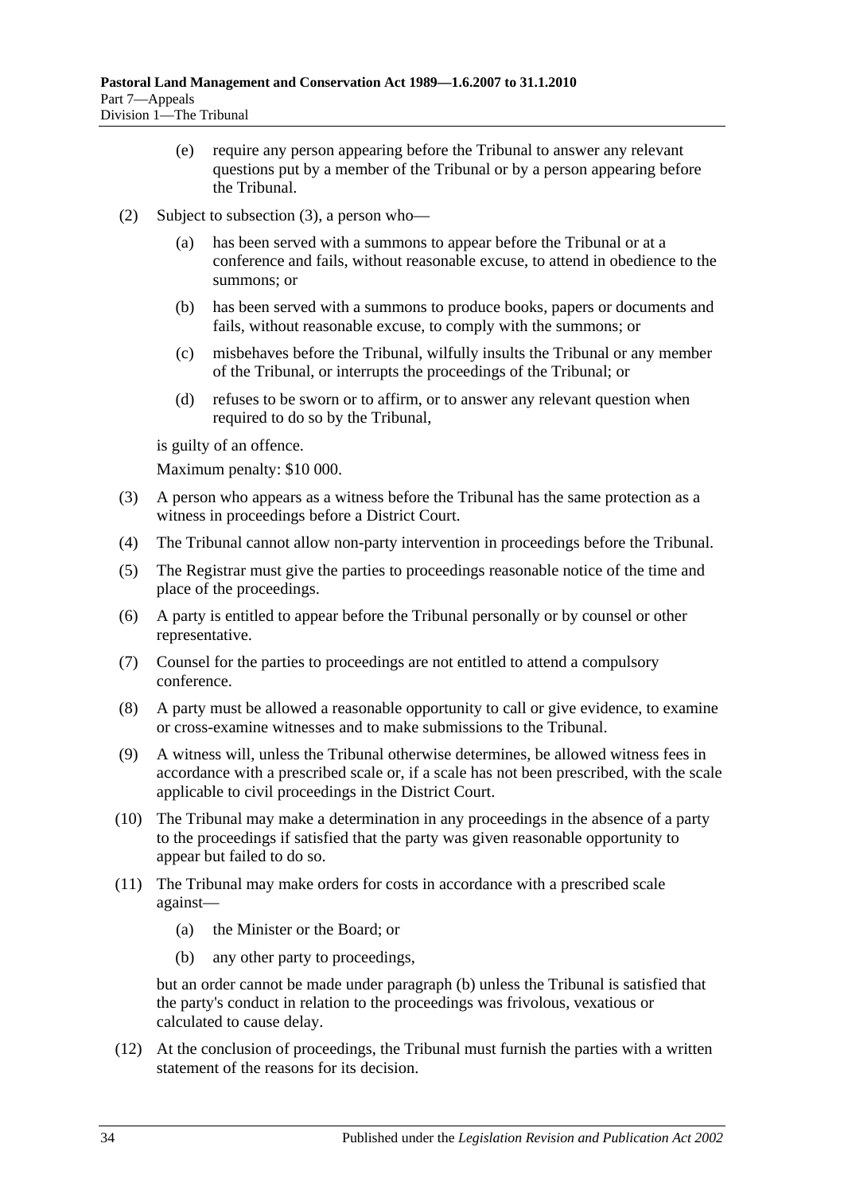(e) require any person appearing before the Tribunal to answer any relevant questions put by a member of the Tribunal or by a person appearing before the Tribunal.

(2) Subject to subsection (3), a person who—

(a) has been served with a summons to appear before the Tribunal or at a conference and fails, without reasonable excuse, to attend in obedience to the summons; or

(b) has been served with a summons to produce books, papers or documents and fails, without reasonable excuse, to comply with the summons; or

(c) misbehaves before the Tribunal, wilfully insults the Tribunal or any member of the Tribunal, or interrupts the proceedings of the Tribunal; or

(d) refuses to be sworn or to affirm, or to answer any relevant question when required to do so by the Tribunal,

is guilty of an offence.

Maximum penalty: $10 000.

(3) A person who appears as a witness before the Tribunal has the same protection as a witness in proceedings before a District Court.

(4) The Tribunal cannot allow non-party intervention in proceedings before the Tribunal.

(5) The Registrar must give the parties to proceedings reasonable notice of the time and place of the proceedings.

(6) A party is entitled to appear before the Tribunal personally or by counsel or other representative.

(7) Counsel for the parties to proceedings are not entitled to attend a compulsory conference.

(8) A party must be allowed a reasonable opportunity to call or give evidence, to examine or cross-examine witnesses and to make submissions to the Tribunal.

(9) A witness will, unless the Tribunal otherwise determines, be allowed witness fees in accordance with a prescribed scale or, if a scale has not been prescribed, with the scale applicable to civil proceedings in the District Court.

(10) The Tribunal may make a determination in any proceedings in the absence of a party to the proceedings if satisfied that the party was given reasonable opportunity to appear but failed to do so.

(11) The Tribunal may make orders for costs in accordance with a prescribed scale against—

(a) the Minister or the Board; or

(b) any other party to proceedings,

but an order cannot be made under paragraph (b) unless the Tribunal is satisfied that the party's conduct in relation to the proceedings was frivolous, vexatious or calculated to cause delay.

(12) At the conclusion of proceedings, the Tribunal must furnish the parties with a written statement of the reasons for its decision.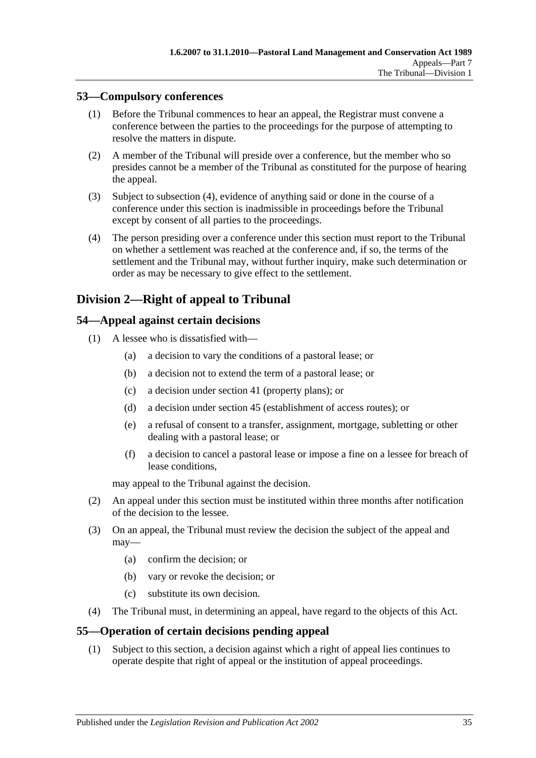### 53—Compulsory conferences

(1) Before the Tribunal commences to hear an appeal, the Registrar must convene a conference between the parties to the proceedings for the purpose of attempting to resolve the matters in dispute.

(2) A member of the Tribunal will preside over a conference, but the member who so presides cannot be a member of the Tribunal as constituted for the purpose of hearing the appeal.

(3) Subject to subsection (4), evidence of anything said or done in the course of a conference under this section is inadmissible in proceedings before the Tribunal except by consent of all parties to the proceedings.

(4) The person presiding over a conference under this section must report to the Tribunal on whether a settlement was reached at the conference and, if so, the terms of the settlement and the Tribunal may, without further inquiry, make such determination or order as may be necessary to give effect to the settlement.

## Division 2—Right of appeal to Tribunal

### 54—Appeal against certain decisions

(1) A lessee who is dissatisfied with—

- (a) a decision to vary the conditions of a pastoral lease; or
- (b) a decision not to extend the term of a pastoral lease; or
- (c) a decision under section 41 (property plans); or
- (d) a decision under section 45 (establishment of access routes); or
- (e) a refusal of consent to a transfer, assignment, mortgage, subletting or other dealing with a pastoral lease; or
- (f) a decision to cancel a pastoral lease or impose a fine on a lessee for breach of lease conditions,

may appeal to the Tribunal against the decision.

(2) An appeal under this section must be instituted within three months after notification of the decision to the lessee.

(3) On an appeal, the Tribunal must review the decision the subject of the appeal and may—

- (a) confirm the decision; or
- (b) vary or revoke the decision; or
- (c) substitute its own decision.

(4) The Tribunal must, in determining an appeal, have regard to the objects of this Act.

### 55—Operation of certain decisions pending appeal

(1) Subject to this section, a decision against which a right of appeal lies continues to operate despite that right of appeal or the institution of appeal proceedings.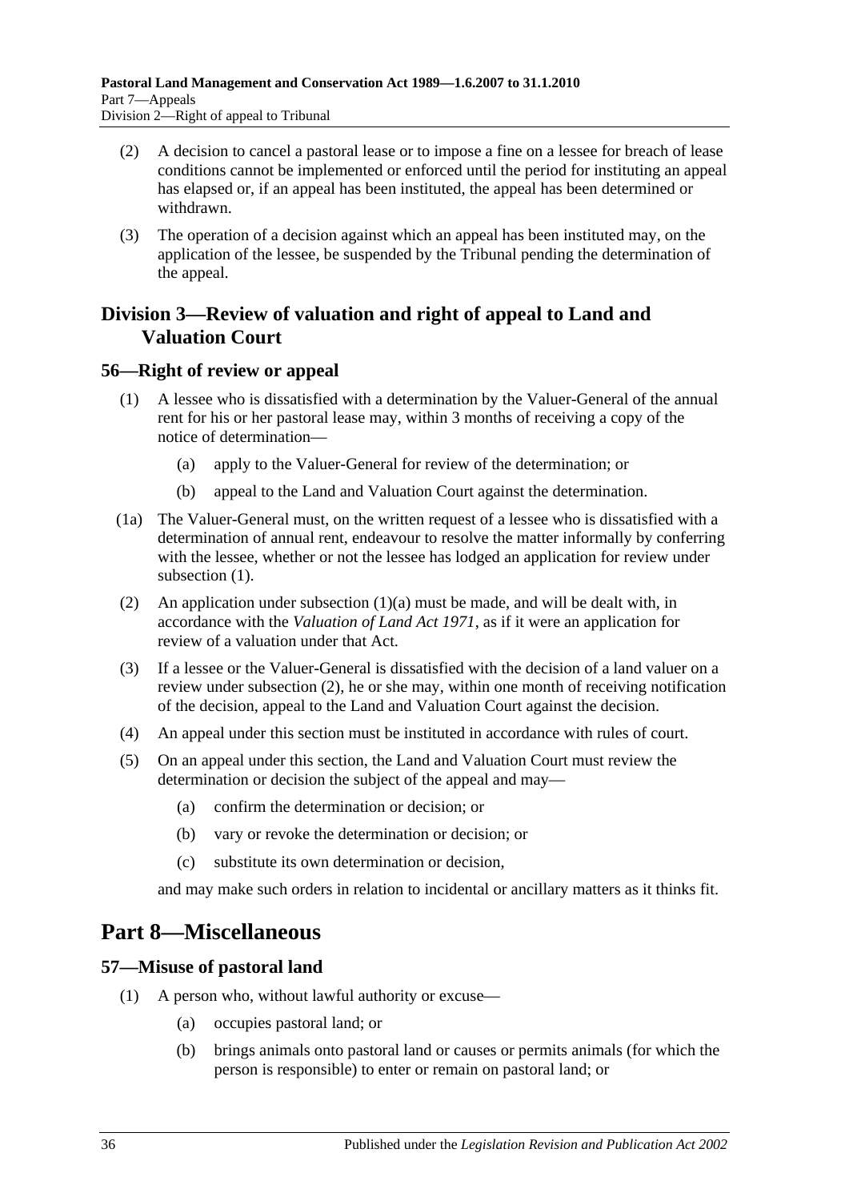(2) A decision to cancel a pastoral lease or to impose a fine on a lessee for breach of lease conditions cannot be implemented or enforced until the period for instituting an appeal has elapsed or, if an appeal has been instituted, the appeal has been determined or withdrawn.

(3) The operation of a decision against which an appeal has been instituted may, on the application of the lessee, be suspended by the Tribunal pending the determination of the appeal.

## Division 3—Review of valuation and right of appeal to Land and Valuation Court

### 56—Right of review or appeal

(1) A lessee who is dissatisfied with a determination by the Valuer-General of the annual rent for his or her pastoral lease may, within 3 months of receiving a copy of the notice of determination—

(a) apply to the Valuer-General for review of the determination; or

(b) appeal to the Land and Valuation Court against the determination.

(1a) The Valuer-General must, on the written request of a lessee who is dissatisfied with a determination of annual rent, endeavour to resolve the matter informally by conferring with the lessee, whether or not the lessee has lodged an application for review under subsection (1).

(2) An application under subsection (1)(a) must be made, and will be dealt with, in accordance with the *Valuation of Land Act 1971*, as if it were an application for review of a valuation under that Act.

(3) If a lessee or the Valuer-General is dissatisfied with the decision of a land valuer on a review under subsection (2), he or she may, within one month of receiving notification of the decision, appeal to the Land and Valuation Court against the decision.

(4) An appeal under this section must be instituted in accordance with rules of court.

(5) On an appeal under this section, the Land and Valuation Court must review the determination or decision the subject of the appeal and may—

(a) confirm the determination or decision; or

(b) vary or revoke the determination or decision; or

(c) substitute its own determination or decision,

and may make such orders in relation to incidental or ancillary matters as it thinks fit.

# Part 8—Miscellaneous

### 57—Misuse of pastoral land

(1) A person who, without lawful authority or excuse—

(a) occupies pastoral land; or

(b) brings animals onto pastoral land or causes or permits animals (for which the person is responsible) to enter or remain on pastoral land; or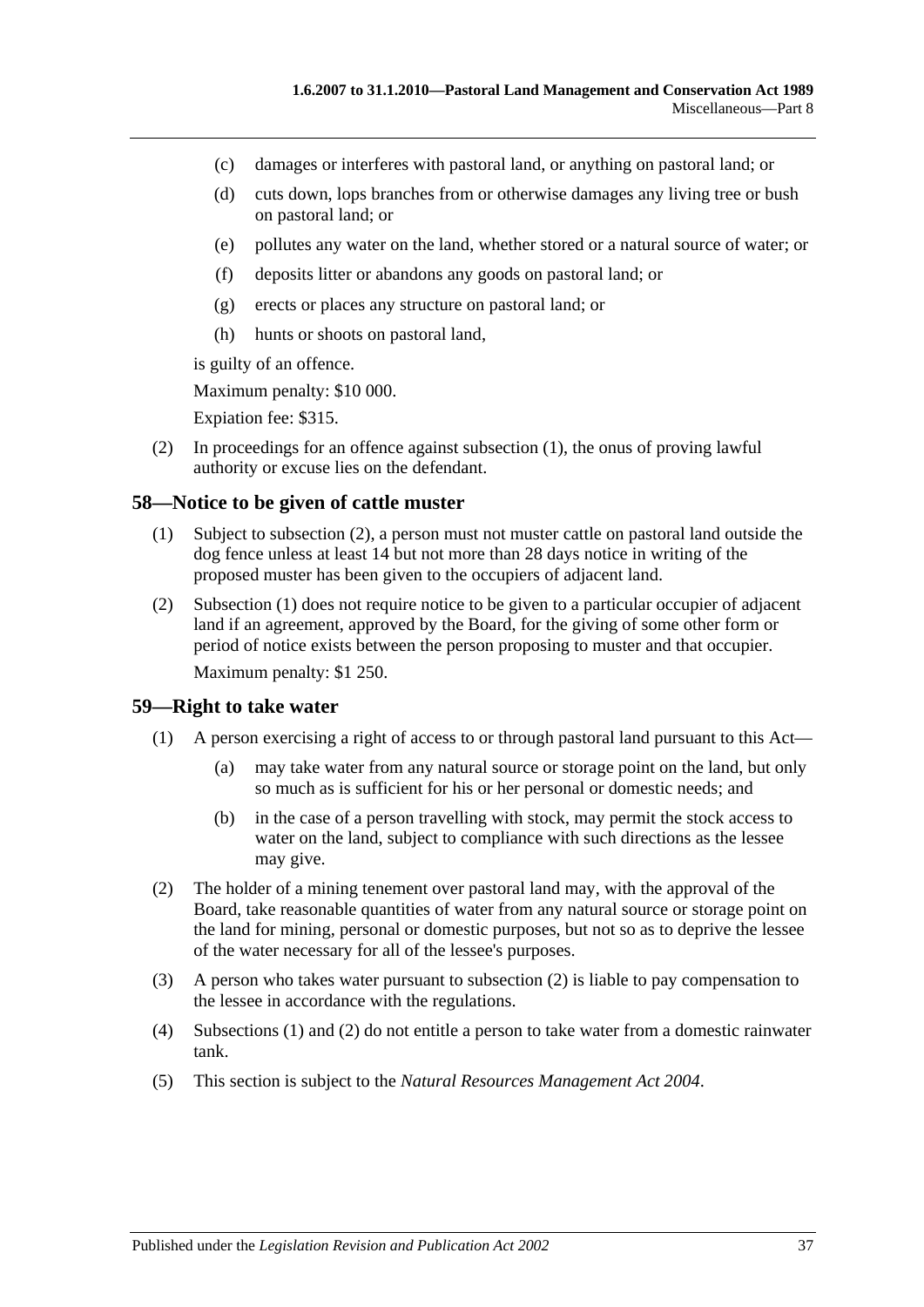(c) damages or interferes with pastoral land, or anything on pastoral land; or

(d) cuts down, lops branches from or otherwise damages any living tree or bush on pastoral land; or

(e) pollutes any water on the land, whether stored or a natural source of water; or

(f) deposits litter or abandons any goods on pastoral land; or

(g) erects or places any structure on pastoral land; or

(h) hunts or shoots on pastoral land,

is guilty of an offence.

Maximum penalty: $10 000.

Expiation fee: $315.

(2) In proceedings for an offence against subsection (1), the onus of proving lawful authority or excuse lies on the defendant.

## 58—Notice to be given of cattle muster

(1) Subject to subsection (2), a person must not muster cattle on pastoral land outside the dog fence unless at least 14 but not more than 28 days notice in writing of the proposed muster has been given to the occupiers of adjacent land.

(2) Subsection (1) does not require notice to be given to a particular occupier of adjacent land if an agreement, approved by the Board, for the giving of some other form or period of notice exists between the person proposing to muster and that occupier.

Maximum penalty: $1 250.

## 59—Right to take water

(1) A person exercising a right of access to or through pastoral land pursuant to this Act—

(a) may take water from any natural source or storage point on the land, but only so much as is sufficient for his or her personal or domestic needs; and

(b) in the case of a person travelling with stock, may permit the stock access to water on the land, subject to compliance with such directions as the lessee may give.

(2) The holder of a mining tenement over pastoral land may, with the approval of the Board, take reasonable quantities of water from any natural source or storage point on the land for mining, personal or domestic purposes, but not so as to deprive the lessee of the water necessary for all of the lessee's purposes.

(3) A person who takes water pursuant to subsection (2) is liable to pay compensation to the lessee in accordance with the regulations.

(4) Subsections (1) and (2) do not entitle a person to take water from a domestic rainwater tank.

(5) This section is subject to the *Natural Resources Management Act 2004*.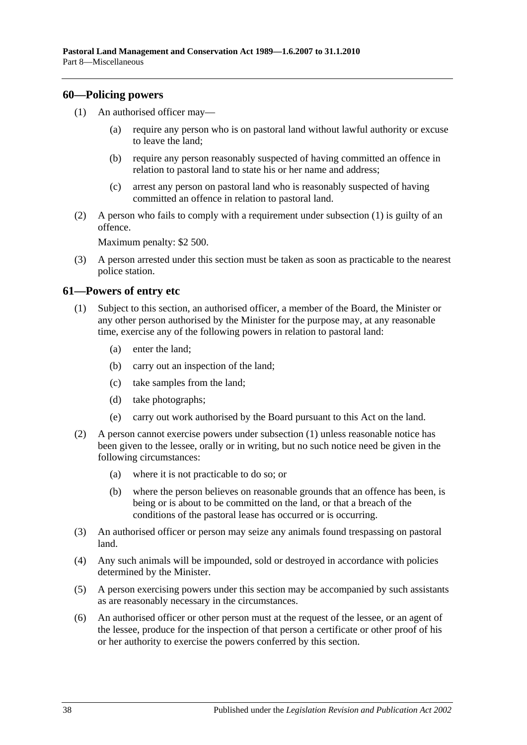## 60—Policing powers

(1) An authorised officer may—

  (a) require any person who is on pastoral land without lawful authority or excuse to leave the land;

  (b) require any person reasonably suspected of having committed an offence in relation to pastoral land to state his or her name and address;

  (c) arrest any person on pastoral land who is reasonably suspected of having committed an offence in relation to pastoral land.

(2) A person who fails to comply with a requirement under subsection (1) is guilty of an offence.

Maximum penalty: $2 500.

(3) A person arrested under this section must be taken as soon as practicable to the nearest police station.

## 61—Powers of entry etc

(1) Subject to this section, an authorised officer, a member of the Board, the Minister or any other person authorised by the Minister for the purpose may, at any reasonable time, exercise any of the following powers in relation to pastoral land:

  (a) enter the land;

  (b) carry out an inspection of the land;

  (c) take samples from the land;

  (d) take photographs;

  (e) carry out work authorised by the Board pursuant to this Act on the land.

(2) A person cannot exercise powers under subsection (1) unless reasonable notice has been given to the lessee, orally or in writing, but no such notice need be given in the following circumstances:

  (a) where it is not practicable to do so; or

  (b) where the person believes on reasonable grounds that an offence has been, is being or is about to be committed on the land, or that a breach of the conditions of the pastoral lease has occurred or is occurring.

(3) An authorised officer or person may seize any animals found trespassing on pastoral land.

(4) Any such animals will be impounded, sold or destroyed in accordance with policies determined by the Minister.

(5) A person exercising powers under this section may be accompanied by such assistants as are reasonably necessary in the circumstances.

(6) An authorised officer or other person must at the request of the lessee, or an agent of the lessee, produce for the inspection of that person a certificate or other proof of his or her authority to exercise the powers conferred by this section.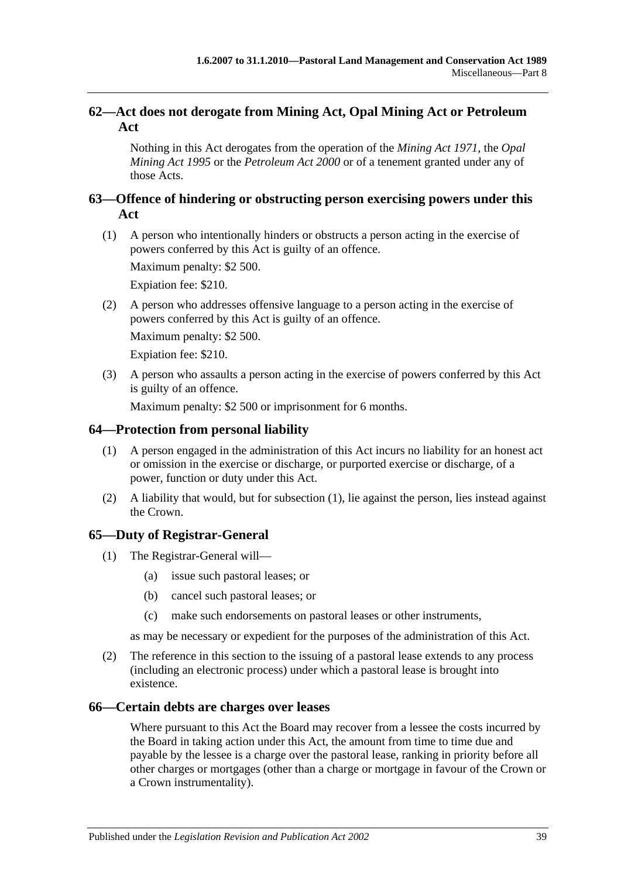## 62—Act does not derogate from Mining Act, Opal Mining Act or Petroleum Act

Nothing in this Act derogates from the operation of the *Mining Act 1971*, the *Opal Mining Act 1995* or the *Petroleum Act 2000* or of a tenement granted under any of those Acts.

## 63—Offence of hindering or obstructing person exercising powers under this Act

(1) A person who intentionally hinders or obstructs a person acting in the exercise of powers conferred by this Act is guilty of an offence.

Maximum penalty: $2 500.

Expiation fee: $210.

(2) A person who addresses offensive language to a person acting in the exercise of powers conferred by this Act is guilty of an offence.

Maximum penalty: $2 500.

Expiation fee: $210.

(3) A person who assaults a person acting in the exercise of powers conferred by this Act is guilty of an offence.

Maximum penalty: $2 500 or imprisonment for 6 months.

## 64—Protection from personal liability

(1) A person engaged in the administration of this Act incurs no liability for an honest act or omission in the exercise or discharge, or purported exercise or discharge, of a power, function or duty under this Act.

(2) A liability that would, but for subsection (1), lie against the person, lies instead against the Crown.

## 65—Duty of Registrar-General

(1) The Registrar-General will—

(a) issue such pastoral leases; or

(b) cancel such pastoral leases; or

(c) make such endorsements on pastoral leases or other instruments,

as may be necessary or expedient for the purposes of the administration of this Act.

(2) The reference in this section to the issuing of a pastoral lease extends to any process (including an electronic process) under which a pastoral lease is brought into existence.

## 66—Certain debts are charges over leases

Where pursuant to this Act the Board may recover from a lessee the costs incurred by the Board in taking action under this Act, the amount from time to time due and payable by the lessee is a charge over the pastoral lease, ranking in priority before all other charges or mortgages (other than a charge or mortgage in favour of the Crown or a Crown instrumentality).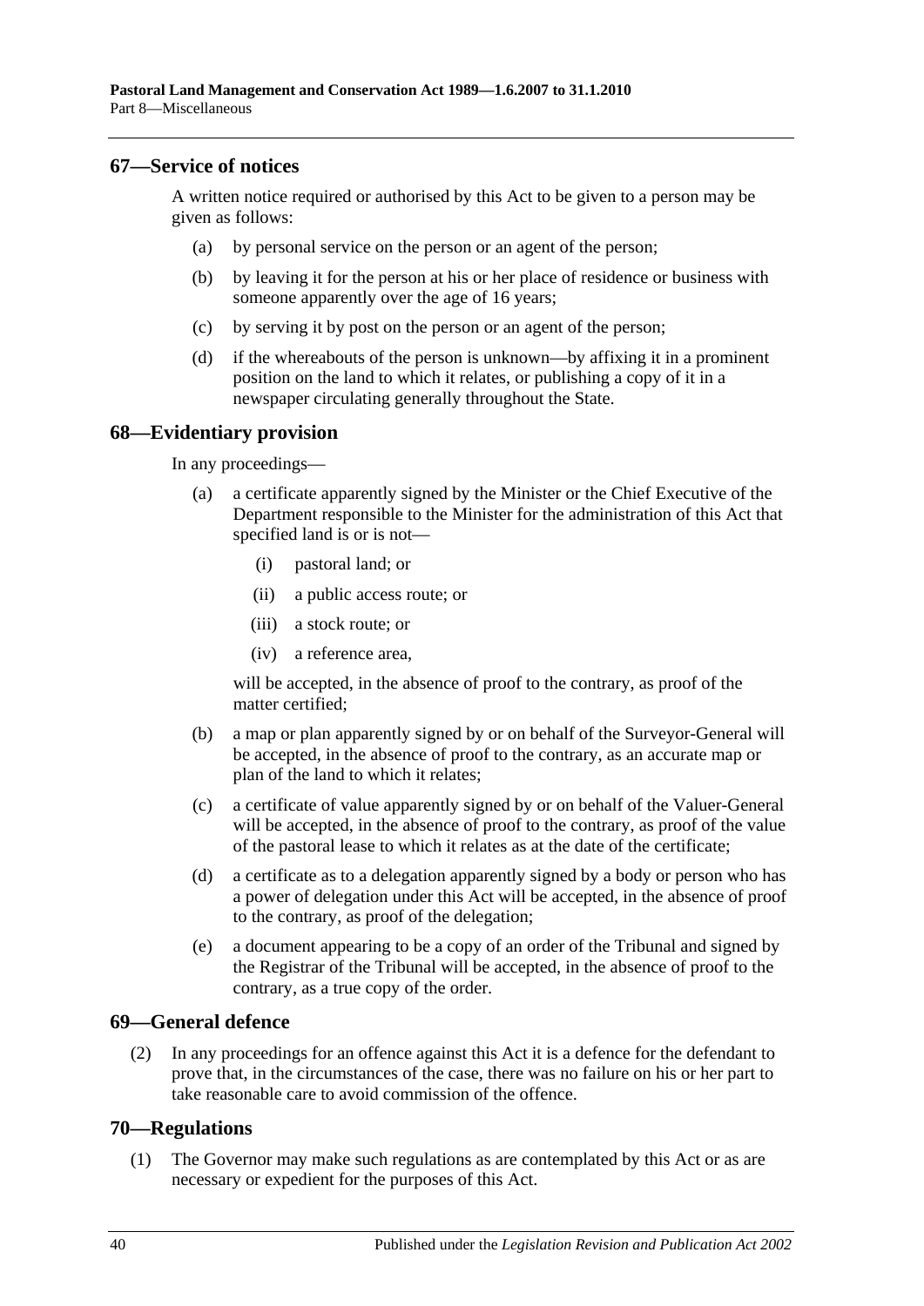## 67—Service of notices

A written notice required or authorised by this Act to be given to a person may be given as follows:

(a) by personal service on the person or an agent of the person;

(b) by leaving it for the person at his or her place of residence or business with someone apparently over the age of 16 years;

(c) by serving it by post on the person or an agent of the person;

(d) if the whereabouts of the person is unknown—by affixing it in a prominent position on the land to which it relates, or publishing a copy of it in a newspaper circulating generally throughout the State.

## 68—Evidentiary provision

In any proceedings—

(a) a certificate apparently signed by the Minister or the Chief Executive of the Department responsible to the Minister for the administration of this Act that specified land is or is not—

(i) pastoral land; or

(ii) a public access route; or

(iii) a stock route; or

(iv) a reference area,

will be accepted, in the absence of proof to the contrary, as proof of the matter certified;

(b) a map or plan apparently signed by or on behalf of the Surveyor-General will be accepted, in the absence of proof to the contrary, as an accurate map or plan of the land to which it relates;

(c) a certificate of value apparently signed by or on behalf of the Valuer-General will be accepted, in the absence of proof to the contrary, as proof of the value of the pastoral lease to which it relates as at the date of the certificate;

(d) a certificate as to a delegation apparently signed by a body or person who has a power of delegation under this Act will be accepted, in the absence of proof to the contrary, as proof of the delegation;

(e) a document appearing to be a copy of an order of the Tribunal and signed by the Registrar of the Tribunal will be accepted, in the absence of proof to the contrary, as a true copy of the order.

## 69—General defence

(2) In any proceedings for an offence against this Act it is a defence for the defendant to prove that, in the circumstances of the case, there was no failure on his or her part to take reasonable care to avoid commission of the offence.

## 70—Regulations

(1) The Governor may make such regulations as are contemplated by this Act or as are necessary or expedient for the purposes of this Act.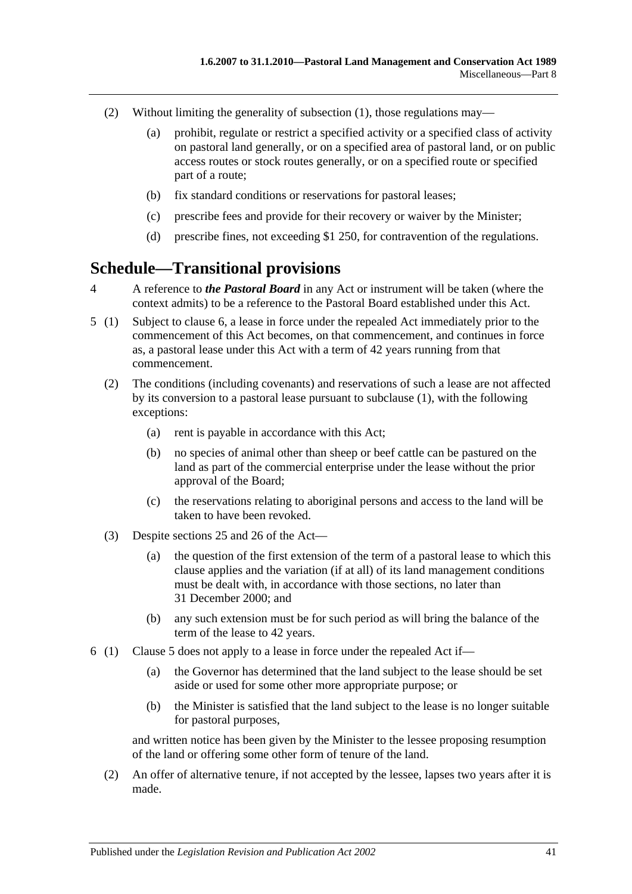(2) Without limiting the generality of subsection (1), those regulations may—

(a) prohibit, regulate or restrict a specified activity or a specified class of activity on pastoral land generally, or on a specified area of pastoral land, or on public access routes or stock routes generally, or on a specified route or specified part of a route;

(b) fix standard conditions or reservations for pastoral leases;

(c) prescribe fees and provide for their recovery or waiver by the Minister;

(d) prescribe fines, not exceeding $1 250, for contravention of the regulations.

# Schedule—Transitional provisions

4 A reference to ***the Pastoral Board*** in any Act or instrument will be taken (where the context admits) to be a reference to the Pastoral Board established under this Act.

5 (1) Subject to clause 6, a lease in force under the repealed Act immediately prior to the commencement of this Act becomes, on that commencement, and continues in force as, a pastoral lease under this Act with a term of 42 years running from that commencement.

(2) The conditions (including covenants) and reservations of such a lease are not affected by its conversion to a pastoral lease pursuant to subclause (1), with the following exceptions:

(a) rent is payable in accordance with this Act;

(b) no species of animal other than sheep or beef cattle can be pastured on the land as part of the commercial enterprise under the lease without the prior approval of the Board;

(c) the reservations relating to aboriginal persons and access to the land will be taken to have been revoked.

(3) Despite sections 25 and 26 of the Act—

(a) the question of the first extension of the term of a pastoral lease to which this clause applies and the variation (if at all) of its land management conditions must be dealt with, in accordance with those sections, no later than 31 December 2000; and

(b) any such extension must be for such period as will bring the balance of the term of the lease to 42 years.

6 (1) Clause 5 does not apply to a lease in force under the repealed Act if—

(a) the Governor has determined that the land subject to the lease should be set aside or used for some other more appropriate purpose; or

(b) the Minister is satisfied that the land subject to the lease is no longer suitable for pastoral purposes,

and written notice has been given by the Minister to the lessee proposing resumption of the land or offering some other form of tenure of the land.

(2) An offer of alternative tenure, if not accepted by the lessee, lapses two years after it is made.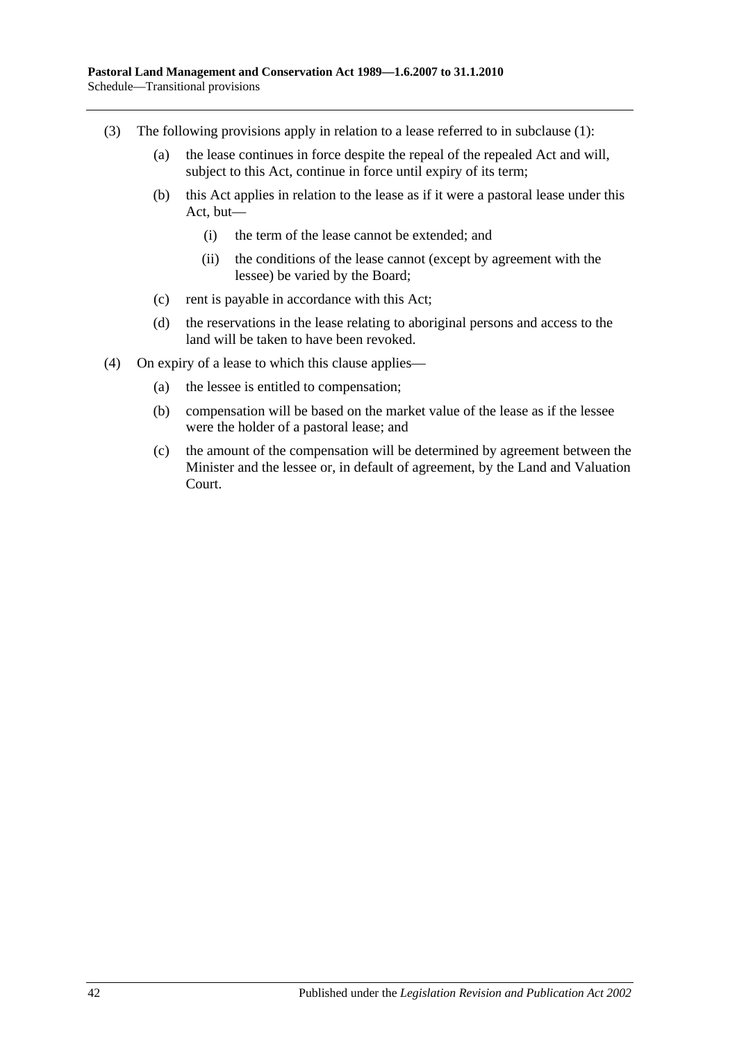(3) The following provisions apply in relation to a lease referred to in subclause (1):

(a) the lease continues in force despite the repeal of the repealed Act and will, subject to this Act, continue in force until expiry of its term;

(b) this Act applies in relation to the lease as if it were a pastoral lease under this Act, but—

(i) the term of the lease cannot be extended; and

(ii) the conditions of the lease cannot (except by agreement with the lessee) be varied by the Board;

(c) rent is payable in accordance with this Act;

(d) the reservations in the lease relating to aboriginal persons and access to the land will be taken to have been revoked.

(4) On expiry of a lease to which this clause applies—

(a) the lessee is entitled to compensation;

(b) compensation will be based on the market value of the lease as if the lessee were the holder of a pastoral lease; and

(c) the amount of the compensation will be determined by agreement between the Minister and the lessee or, in default of agreement, by the Land and Valuation Court.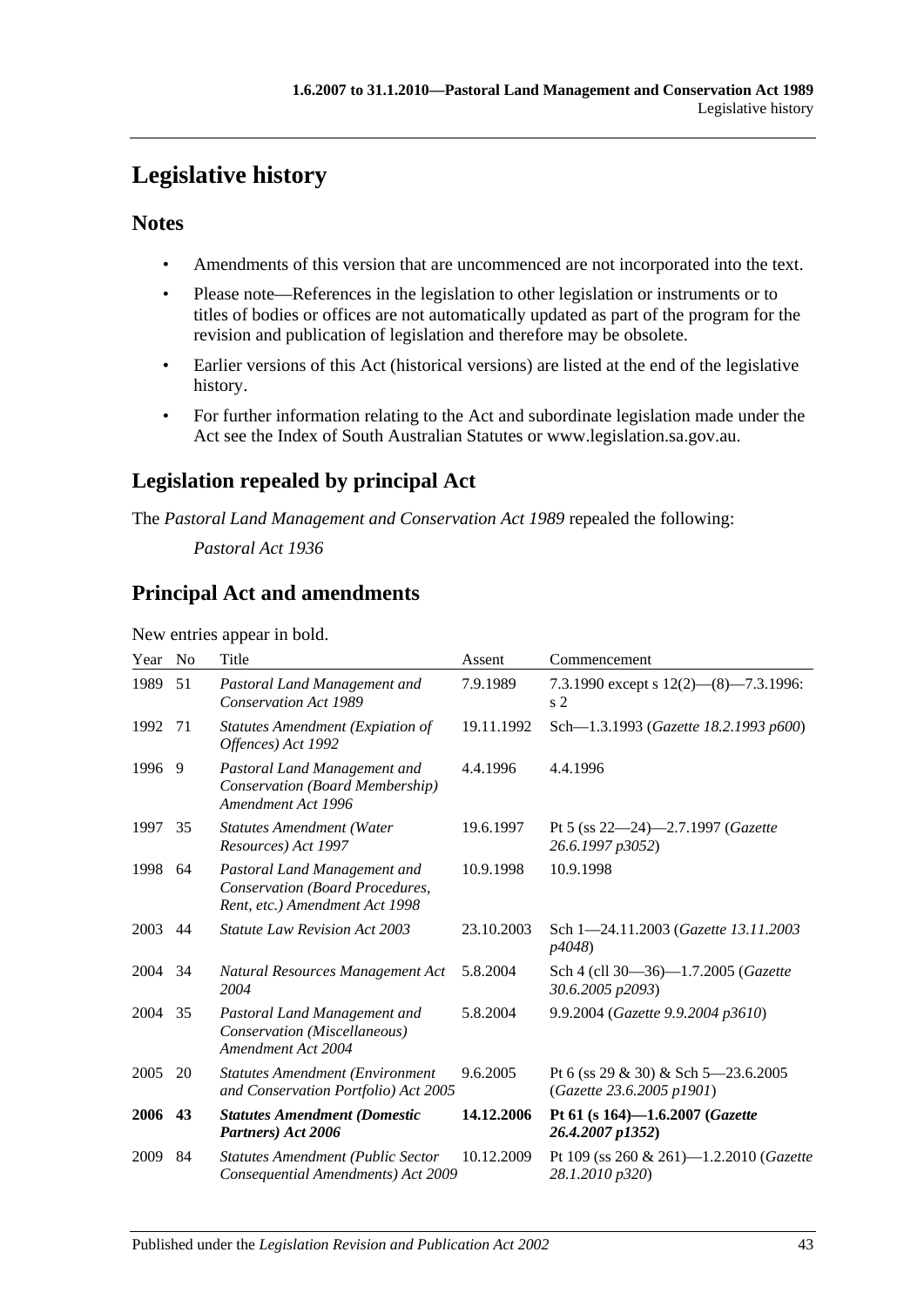# Legislative history

## Notes

- Amendments of this version that are uncommenced are not incorporated into the text.
- Please note—References in the legislation to other legislation or instruments or to titles of bodies or offices are not automatically updated as part of the program for the revision and publication of legislation and therefore may be obsolete.
- Earlier versions of this Act (historical versions) are listed at the end of the legislative history.
- For further information relating to the Act and subordinate legislation made under the Act see the Index of South Australian Statutes or www.legislation.sa.gov.au.

## Legislation repealed by principal Act

The *Pastoral Land Management and Conservation Act 1989* repealed the following:

*Pastoral Act 1936*

## Principal Act and amendments

New entries appear in bold.

| Year | No | Title | Assent | Commencement |
|---|---|---|---|---|
| 1989 | 51 | *Pastoral Land Management and Conservation Act 1989* | 7.9.1989 | 7.3.1990 except s 12(2)—(8)—7.3.1996: s 2 |
| 1992 | 71 | *Statutes Amendment (Expiation of Offences) Act 1992* | 19.11.1992 | Sch—1.3.1993 (*Gazette 18.2.1993 p600*) |
| 1996 | 9 | *Pastoral Land Management and Conservation (Board Membership) Amendment Act 1996* | 4.4.1996 | 4.4.1996 |
| 1997 | 35 | *Statutes Amendment (Water Resources) Act 1997* | 19.6.1997 | Pt 5 (ss 22—24)—2.7.1997 (*Gazette 26.6.1997 p3052*) |
| 1998 | 64 | *Pastoral Land Management and Conservation (Board Procedures, Rent, etc.) Amendment Act 1998* | 10.9.1998 | 10.9.1998 |
| 2003 | 44 | *Statute Law Revision Act 2003* | 23.10.2003 | Sch 1—24.11.2003 (*Gazette 13.11.2003 p4048*) |
| 2004 | 34 | *Natural Resources Management Act 2004* | 5.8.2004 | Sch 4 (cll 30—36)—1.7.2005 (*Gazette 30.6.2005 p2093*) |
| 2004 | 35 | *Pastoral Land Management and Conservation (Miscellaneous) Amendment Act 2004* | 5.8.2004 | 9.9.2004 (*Gazette 9.9.2004 p3610*) |
| 2005 | 20 | *Statutes Amendment (Environment and Conservation Portfolio) Act 2005* | 9.6.2005 | Pt 6 (ss 29 & 30) & Sch 5—23.6.2005 (*Gazette 23.6.2005 p1901*) |
| **2006** | **43** | ***Statutes Amendment (Domestic Partners) Act 2006*** | **14.12.2006** | **Pt 61 (s 164)—1.6.2007 (*Gazette 26.4.2007 p1352*)** |
| 2009 | 84 | *Statutes Amendment (Public Sector Consequential Amendments) Act 2009* | 10.12.2009 | Pt 109 (ss 260 & 261)—1.2.2010 (*Gazette 28.1.2010 p320*) |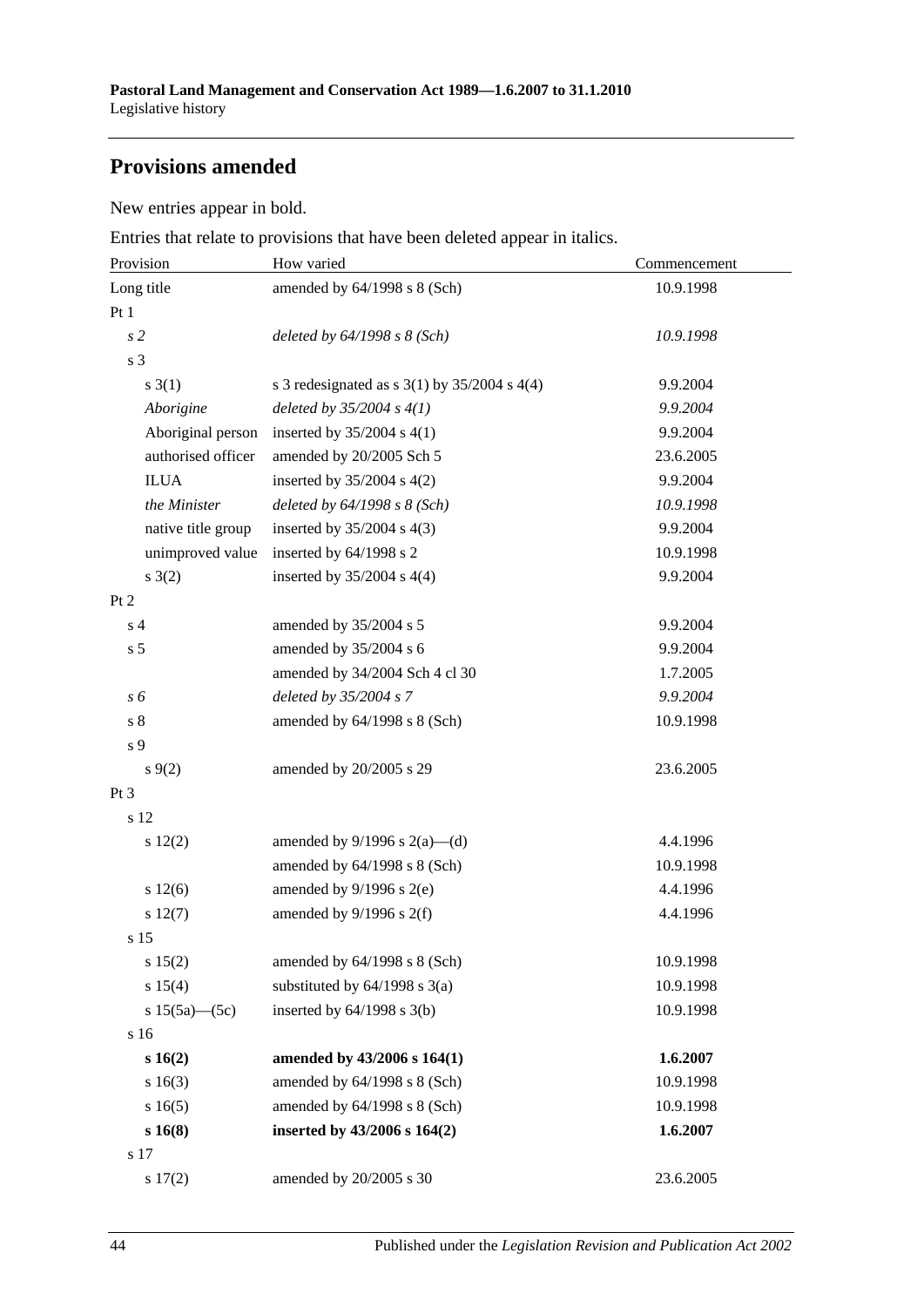## Provisions amended

New entries appear in bold.

Entries that relate to provisions that have been deleted appear in italics.

| Provision | How varied | Commencement |
|---|---|---|
| Long title | amended by 64/1998 s 8 (Sch) | 10.9.1998 |
| Pt 1 | | |
| *s 2* | *deleted by 64/1998 s 8 (Sch)* | *10.9.1998* |
| s 3 | | |
| s 3(1) | s 3 redesignated as s 3(1) by 35/2004 s 4(4) | 9.9.2004 |
| *Aborigine* | *deleted by 35/2004 s 4(1)* | *9.9.2004* |
| Aboriginal person | inserted by 35/2004 s 4(1) | 9.9.2004 |
| authorised officer | amended by 20/2005 Sch 5 | 23.6.2005 |
| ILUA | inserted by 35/2004 s 4(2) | 9.9.2004 |
| *the Minister* | *deleted by 64/1998 s 8 (Sch)* | *10.9.1998* |
| native title group | inserted by 35/2004 s 4(3) | 9.9.2004 |
| unimproved value | inserted by 64/1998 s 2 | 10.9.1998 |
| s 3(2) | inserted by 35/2004 s 4(4) | 9.9.2004 |
| Pt 2 | | |
| s 4 | amended by 35/2004 s 5 | 9.9.2004 |
| s 5 | amended by 35/2004 s 6 | 9.9.2004 |
| | amended by 34/2004 Sch 4 cl 30 | 1.7.2005 |
| *s 6* | *deleted by 35/2004 s 7* | *9.9.2004* |
| s 8 | amended by 64/1998 s 8 (Sch) | 10.9.1998 |
| s 9 | | |
| s 9(2) | amended by 20/2005 s 29 | 23.6.2005 |
| Pt 3 | | |
| s 12 | | |
| s 12(2) | amended by 9/1996 s 2(a)—(d) | 4.4.1996 |
| | amended by 64/1998 s 8 (Sch) | 10.9.1998 |
| s 12(6) | amended by 9/1996 s 2(e) | 4.4.1996 |
| s 12(7) | amended by 9/1996 s 2(f) | 4.4.1996 |
| s 15 | | |
| s 15(2) | amended by 64/1998 s 8 (Sch) | 10.9.1998 |
| s 15(4) | substituted by 64/1998 s 3(a) | 10.9.1998 |
| s 15(5a)—(5c) | inserted by 64/1998 s 3(b) | 10.9.1998 |
| s 16 | | |
| **s 16(2)** | **amended by 43/2006 s 164(1)** | **1.6.2007** |
| s 16(3) | amended by 64/1998 s 8 (Sch) | 10.9.1998 |
| s 16(5) | amended by 64/1998 s 8 (Sch) | 10.9.1998 |
| **s 16(8)** | **inserted by 43/2006 s 164(2)** | **1.6.2007** |
| s 17 | | |
| s 17(2) | amended by 20/2005 s 30 | 23.6.2005 |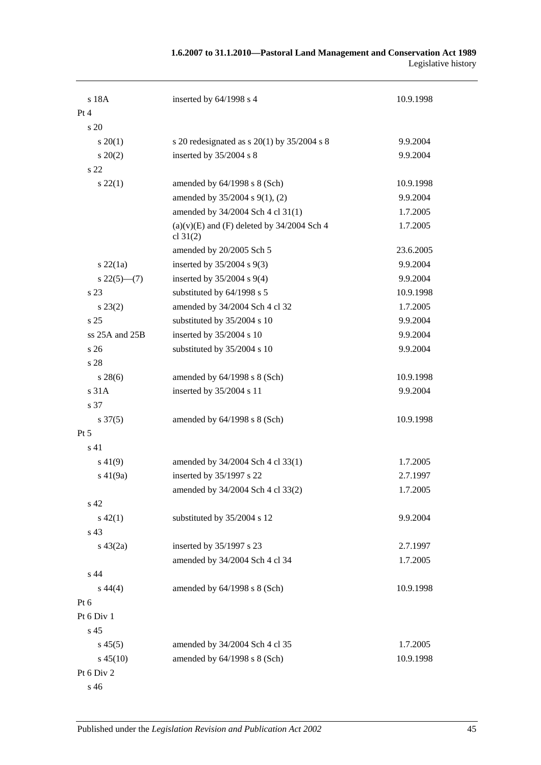| | | |
|---|---|---|
| s 18A | inserted by 64/1998 s 4 | 10.9.1998 |
| Pt 4 | | |
| s 20 | | |
| s 20(1) | s 20 redesignated as s 20(1) by 35/2004 s 8 | 9.9.2004 |
| s 20(2) | inserted by 35/2004 s 8 | 9.9.2004 |
| s 22 | | |
| s 22(1) | amended by 64/1998 s 8 (Sch) | 10.9.1998 |
| | amended by 35/2004 s 9(1), (2) | 9.9.2004 |
| | amended by 34/2004 Sch 4 cl 31(1) | 1.7.2005 |
| | (a)(v)(E) and (F) deleted by 34/2004 Sch 4 cl 31(2) | 1.7.2005 |
| | amended by 20/2005 Sch 5 | 23.6.2005 |
| s 22(1a) | inserted by 35/2004 s 9(3) | 9.9.2004 |
| s 22(5)—(7) | inserted by 35/2004 s 9(4) | 9.9.2004 |
| s 23 | substituted by 64/1998 s 5 | 10.9.1998 |
| s 23(2) | amended by 34/2004 Sch 4 cl 32 | 1.7.2005 |
| s 25 | substituted by 35/2004 s 10 | 9.9.2004 |
| ss 25A and 25B | inserted by 35/2004 s 10 | 9.9.2004 |
| s 26 | substituted by 35/2004 s 10 | 9.9.2004 |
| s 28 | | |
| s 28(6) | amended by 64/1998 s 8 (Sch) | 10.9.1998 |
| s 31A | inserted by 35/2004 s 11 | 9.9.2004 |
| s 37 | | |
| s 37(5) | amended by 64/1998 s 8 (Sch) | 10.9.1998 |
| Pt 5 | | |
| s 41 | | |
| s 41(9) | amended by 34/2004 Sch 4 cl 33(1) | 1.7.2005 |
| s 41(9a) | inserted by 35/1997 s 22 | 2.7.1997 |
| | amended by 34/2004 Sch 4 cl 33(2) | 1.7.2005 |
| s 42 | | |
| s 42(1) | substituted by 35/2004 s 12 | 9.9.2004 |
| s 43 | | |
| s 43(2a) | inserted by 35/1997 s 23 | 2.7.1997 |
| | amended by 34/2004 Sch 4 cl 34 | 1.7.2005 |
| s 44 | | |
| s 44(4) | amended by 64/1998 s 8 (Sch) | 10.9.1998 |
| Pt 6 | | |
| Pt 6 Div 1 | | |
| s 45 | | |
| s 45(5) | amended by 34/2004 Sch 4 cl 35 | 1.7.2005 |
| s 45(10) | amended by 64/1998 s 8 (Sch) | 10.9.1998 |
| Pt 6 Div 2 | | |
| s 46 | | |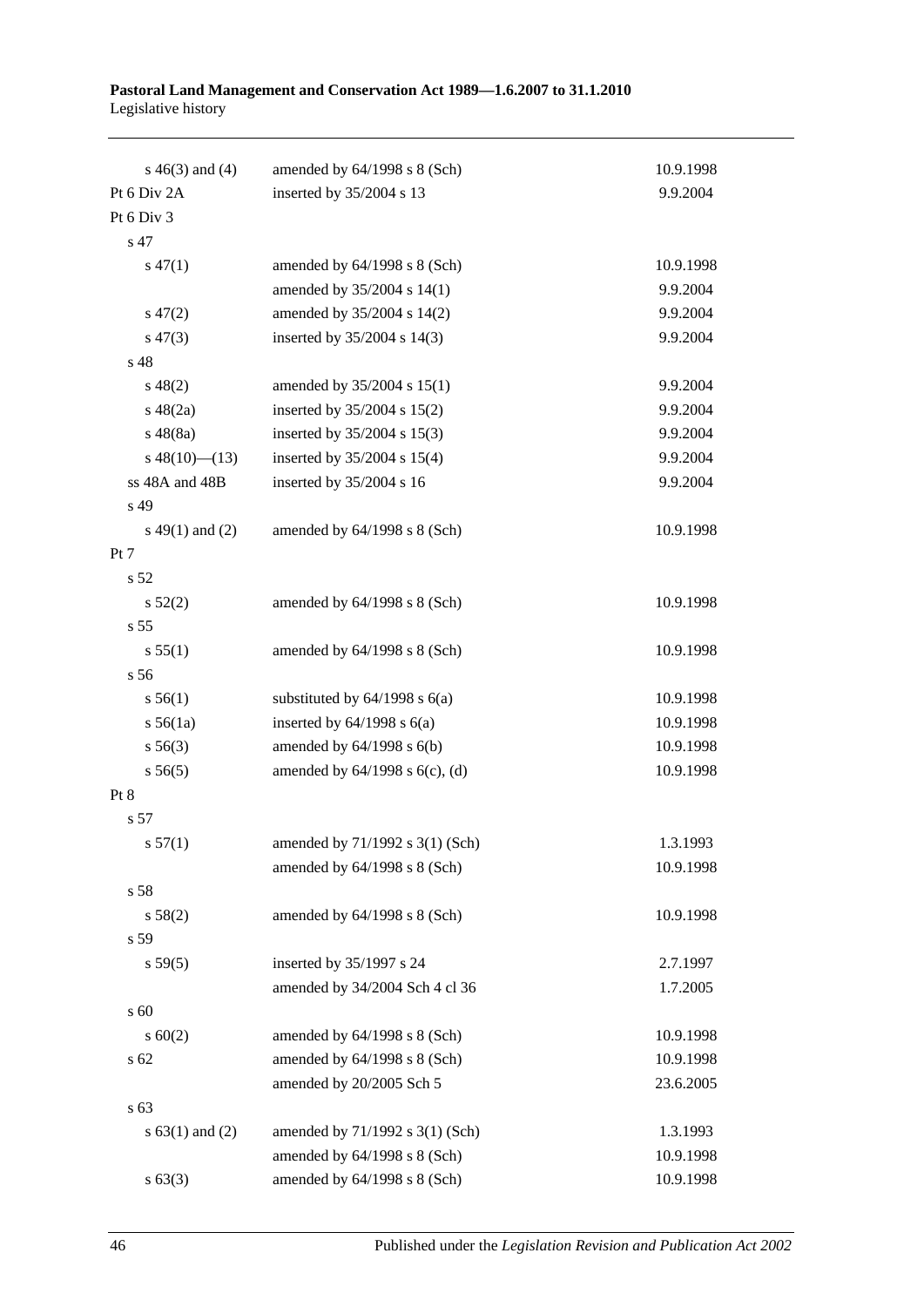| | | |
|---|---|---|
| s 46(3) and (4) | amended by 64/1998 s 8 (Sch) | 10.9.1998 |
| Pt 6 Div 2A | inserted by 35/2004 s 13 | 9.9.2004 |
| Pt 6 Div 3 | | |
| s 47 | | |
| s 47(1) | amended by 64/1998 s 8 (Sch) | 10.9.1998 |
| | amended by 35/2004 s 14(1) | 9.9.2004 |
| s 47(2) | amended by 35/2004 s 14(2) | 9.9.2004 |
| s 47(3) | inserted by 35/2004 s 14(3) | 9.9.2004 |
| s 48 | | |
| s 48(2) | amended by 35/2004 s 15(1) | 9.9.2004 |
| s 48(2a) | inserted by 35/2004 s 15(2) | 9.9.2004 |
| s 48(8a) | inserted by 35/2004 s 15(3) | 9.9.2004 |
| s 48(10)—(13) | inserted by 35/2004 s 15(4) | 9.9.2004 |
| ss 48A and 48B | inserted by 35/2004 s 16 | 9.9.2004 |
| s 49 | | |
| s 49(1) and (2) | amended by 64/1998 s 8 (Sch) | 10.9.1998 |
| Pt 7 | | |
| s 52 | | |
| s 52(2) | amended by 64/1998 s 8 (Sch) | 10.9.1998 |
| s 55 | | |
| s 55(1) | amended by 64/1998 s 8 (Sch) | 10.9.1998 |
| s 56 | | |
| s 56(1) | substituted by 64/1998 s 6(a) | 10.9.1998 |
| s 56(1a) | inserted by 64/1998 s 6(a) | 10.9.1998 |
| s 56(3) | amended by 64/1998 s 6(b) | 10.9.1998 |
| s 56(5) | amended by 64/1998 s 6(c), (d) | 10.9.1998 |
| Pt 8 | | |
| s 57 | | |
| s 57(1) | amended by 71/1992 s 3(1) (Sch) | 1.3.1993 |
| | amended by 64/1998 s 8 (Sch) | 10.9.1998 |
| s 58 | | |
| s 58(2) | amended by 64/1998 s 8 (Sch) | 10.9.1998 |
| s 59 | | |
| s 59(5) | inserted by 35/1997 s 24 | 2.7.1997 |
| | amended by 34/2004 Sch 4 cl 36 | 1.7.2005 |
| s 60 | | |
| s 60(2) | amended by 64/1998 s 8 (Sch) | 10.9.1998 |
| s 62 | amended by 64/1998 s 8 (Sch) | 10.9.1998 |
| | amended by 20/2005 Sch 5 | 23.6.2005 |
| s 63 | | |
| s 63(1) and (2) | amended by 71/1992 s 3(1) (Sch) | 1.3.1993 |
| | amended by 64/1998 s 8 (Sch) | 10.9.1998 |
| s 63(3) | amended by 64/1998 s 8 (Sch) | 10.9.1998 |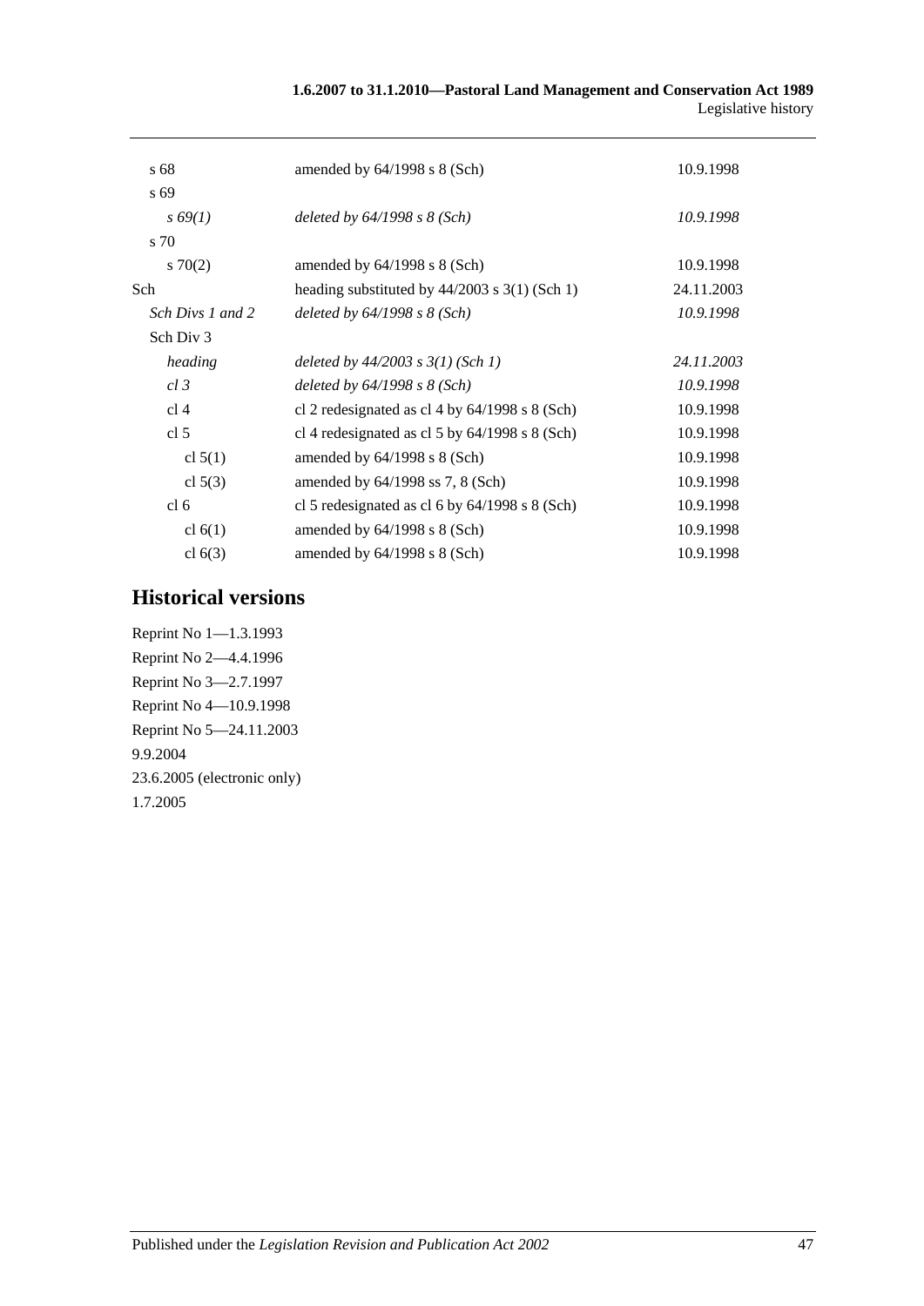| | | |
|---|---|---|
| s 68 | amended by 64/1998 s 8 (Sch) | 10.9.1998 |
| s 69 | | |
| *s 69(1)* | *deleted by 64/1998 s 8 (Sch)* | *10.9.1998* |
| s 70 | | |
| s 70(2) | amended by 64/1998 s 8 (Sch) | 10.9.1998 |
| Sch | heading substituted by 44/2003 s 3(1) (Sch 1) | 24.11.2003 |
| *Sch Divs 1 and 2* | *deleted by 64/1998 s 8 (Sch)* | *10.9.1998* |
| Sch Div 3 | | |
| *heading* | *deleted by 44/2003 s 3(1) (Sch 1)* | *24.11.2003* |
| *cl 3* | *deleted by 64/1998 s 8 (Sch)* | *10.9.1998* |
| cl 4 | cl 2 redesignated as cl 4 by 64/1998 s 8 (Sch) | 10.9.1998 |
| cl 5 | cl 4 redesignated as cl 5 by 64/1998 s 8 (Sch) | 10.9.1998 |
| cl 5(1) | amended by 64/1998 s 8 (Sch) | 10.9.1998 |
| cl 5(3) | amended by 64/1998 ss 7, 8 (Sch) | 10.9.1998 |
| cl 6 | cl 5 redesignated as cl 6 by 64/1998 s 8 (Sch) | 10.9.1998 |
| cl 6(1) | amended by 64/1998 s 8 (Sch) | 10.9.1998 |
| cl 6(3) | amended by 64/1998 s 8 (Sch) | 10.9.1998 |

## Historical versions

Reprint No 1—1.3.1993

Reprint No 2—4.4.1996

Reprint No 3—2.7.1997

Reprint No 4—10.9.1998

Reprint No 5—24.11.2003

9.9.2004

23.6.2005 (electronic only)

1.7.2005